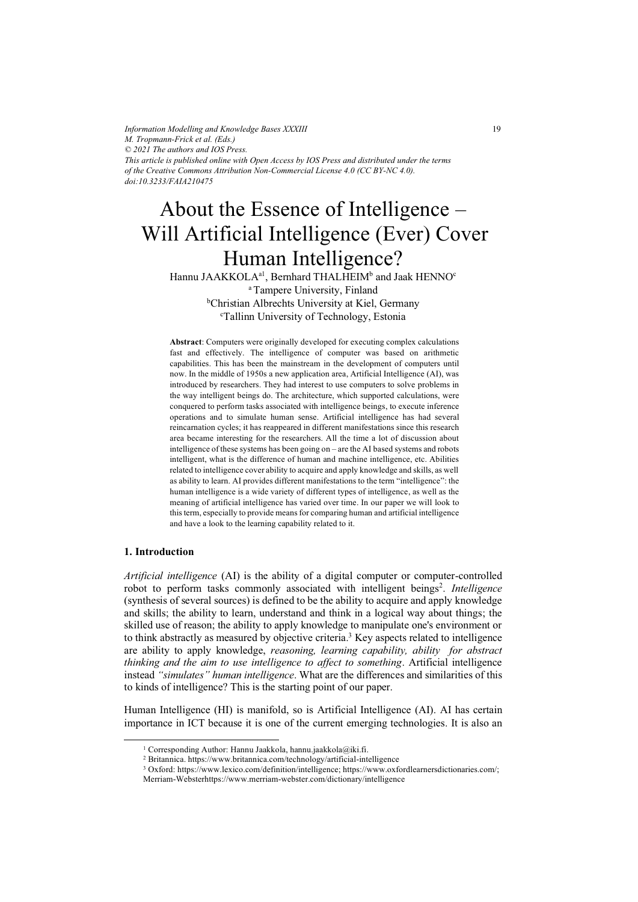*Information Modelling and Knowledge Bases XXXIII*
*M. Tropmann-Frick et al. (Eds.)*
*© 2021 The authors and IOS Press.*
*This article is published online with Open Access by IOS Press and distributed under the terms of the Creative Commons Attribution Non-Commercial License 4.0 (CC BY-NC 4.0).*
*doi:10.3233/FAIA210475*

# About the Essence of Intelligence – Will Artificial Intelligence (Ever) Cover Human Intelligence?

Hannu JAAKKOLA[a1], Bernhard THALHEIM[b] and Jaak HENNO[c]

[a] Tampere University, Finland
[b] Christian Albrechts University at Kiel, Germany
[c] Tallinn University of Technology, Estonia

**Abstract**: Computers were originally developed for executing complex calculations fast and effectively. The intelligence of computer was based on arithmetic capabilities. This has been the mainstream in the development of computers until now. In the middle of 1950s a new application area, Artificial Intelligence (AI), was introduced by researchers. They had interest to use computers to solve problems in the way intelligent beings do. The architecture, which supported calculations, were conquered to perform tasks associated with intelligence beings, to execute inference operations and to simulate human sense. Artificial intelligence has had several reincarnation cycles; it has reappeared in different manifestations since this research area became interesting for the researchers. All the time a lot of discussion about intelligence of these systems has been going on – are the AI based systems and robots intelligent, what is the difference of human and machine intelligence, etc. Abilities related to intelligence cover ability to acquire and apply knowledge and skills, as well as ability to learn. AI provides different manifestations to the term "intelligence": the human intelligence is a wide variety of different types of intelligence, as well as the meaning of artificial intelligence has varied over time. In our paper we will look to this term, especially to provide means for comparing human and artificial intelligence and have a look to the learning capability related to it.

## 1. Introduction

*Artificial intelligence* (AI) is the ability of a digital computer or computer-controlled robot to perform tasks commonly associated with intelligent beings[2]. *Intelligence* (synthesis of several sources) is defined to be the ability to acquire and apply knowledge and skills; the ability to learn, understand and think in a logical way about things; the skilled use of reason; the ability to apply knowledge to manipulate one's environment or to think abstractly as measured by objective criteria.[3] Key aspects related to intelligence are ability to apply knowledge, *reasoning, learning capability, ability for abstract thinking and the aim to use intelligence to affect to something*. Artificial intelligence instead *"simulates" human intelligence*. What are the differences and similarities of this to kinds of intelligence? This is the starting point of our paper.

Human Intelligence (HI) is manifold, so is Artificial Intelligence (AI). AI has certain importance in ICT because it is one of the current emerging technologies. It is also an

---

[1] Corresponding Author: Hannu Jaakkola, hannu.jaakkola@iki.fi.
[2] Britannica. https://www.britannica.com/technology/artificial-intelligence
[3] Oxford: https://www.lexico.com/definition/intelligence; https://www.oxfordlearnersdictionaries.com/; Merriam-Websterhttps://www.merriam-webster.com/dictionary/intelligence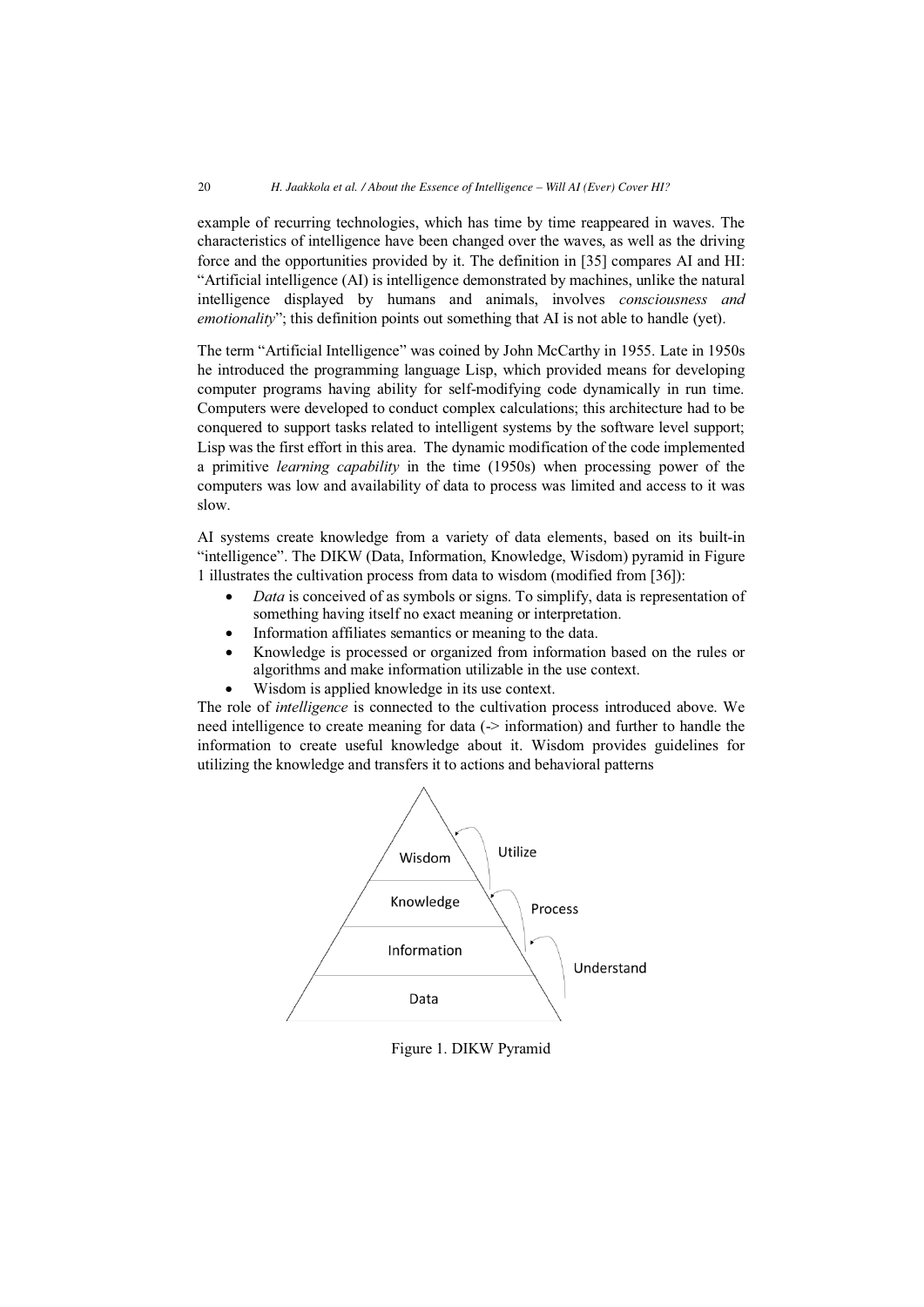example of recurring technologies, which has time by time reappeared in waves. The characteristics of intelligence have been changed over the waves, as well as the driving force and the opportunities provided by it. The definition in [35] compares AI and HI: "Artificial intelligence (AI) is intelligence demonstrated by machines, unlike the natural intelligence displayed by humans and animals, involves *consciousness and emotionality*"; this definition points out something that AI is not able to handle (yet).

The term "Artificial Intelligence" was coined by John McCarthy in 1955. Late in 1950s he introduced the programming language Lisp, which provided means for developing computer programs having ability for self-modifying code dynamically in run time. Computers were developed to conduct complex calculations; this architecture had to be conquered to support tasks related to intelligent systems by the software level support; Lisp was the first effort in this area. The dynamic modification of the code implemented a primitive *learning capability* in the time (1950s) when processing power of the computers was low and availability of data to process was limited and access to it was slow.

AI systems create knowledge from a variety of data elements, based on its built-in "intelligence". The DIKW (Data, Information, Knowledge, Wisdom) pyramid in Figure 1 illustrates the cultivation process from data to wisdom (modified from [36]):

- *Data* is conceived of as symbols or signs. To simplify, data is representation of something having itself no exact meaning or interpretation.
- Information affiliates semantics or meaning to the data.
- Knowledge is processed or organized from information based on the rules or algorithms and make information utilizable in the use context.
- Wisdom is applied knowledge in its use context.

The role of *intelligence* is connected to the cultivation process introduced above. We need intelligence to create meaning for data (-> information) and further to handle the information to create useful knowledge about it. Wisdom provides guidelines for utilizing the knowledge and transfers it to actions and behavioral patterns

Figure 1. DIKW Pyramid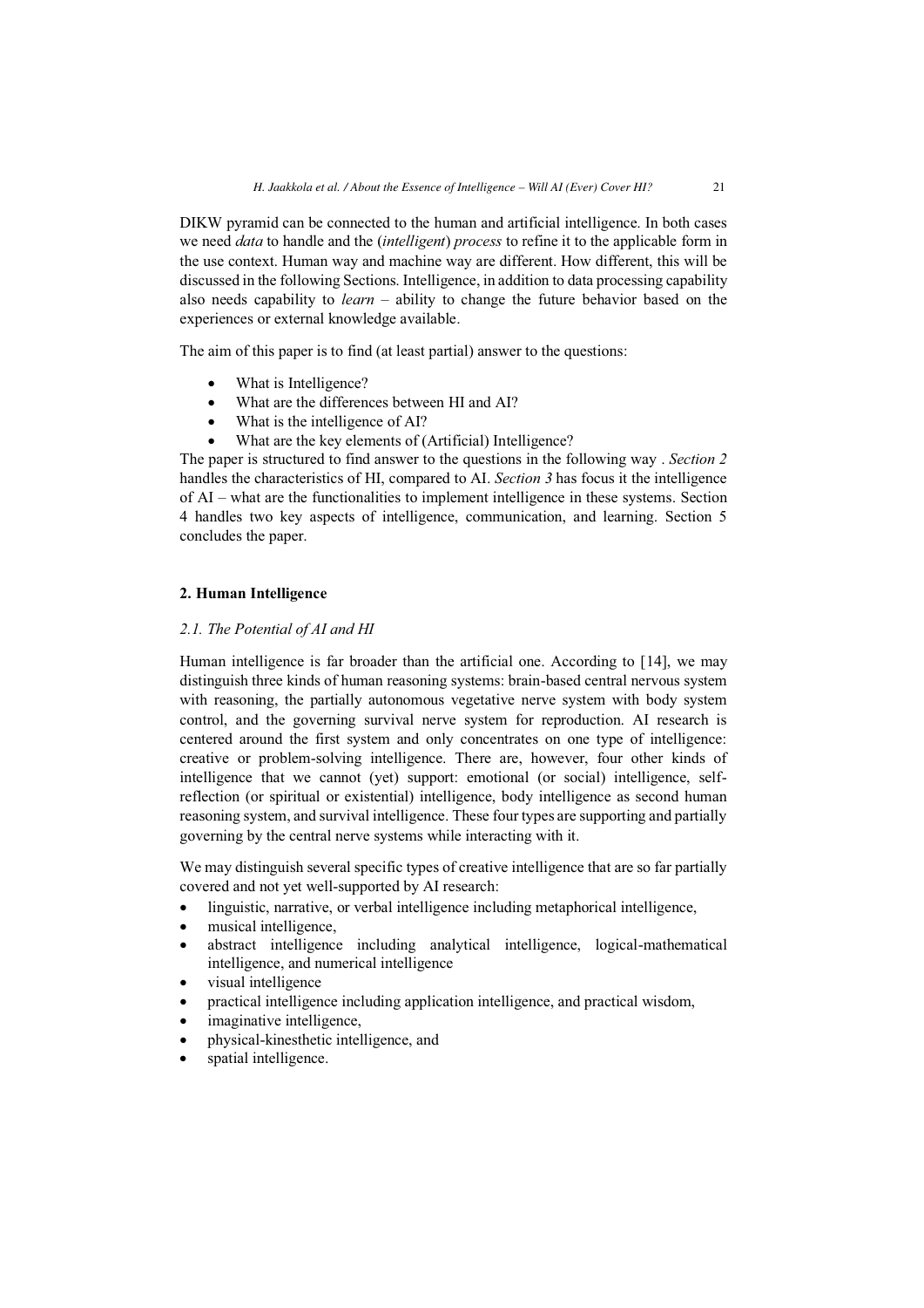DIKW pyramid can be connected to the human and artificial intelligence. In both cases we need *data* to handle and the (*intelligent*) *process* to refine it to the applicable form in the use context. Human way and machine way are different. How different, this will be discussed in the following Sections. Intelligence, in addition to data processing capability also needs capability to *learn* – ability to change the future behavior based on the experiences or external knowledge available.

The aim of this paper is to find (at least partial) answer to the questions:

- What is Intelligence?
- What are the differences between HI and AI?
- What is the intelligence of AI?
- What are the key elements of (Artificial) Intelligence?

The paper is structured to find answer to the questions in the following way . *Section 2* handles the characteristics of HI, compared to AI. *Section 3* has focus it the intelligence of AI – what are the functionalities to implement intelligence in these systems. Section 4 handles two key aspects of intelligence, communication, and learning. Section 5 concludes the paper.

## 2. Human Intelligence

### *2.1. The Potential of AI and HI*

Human intelligence is far broader than the artificial one. According to [14], we may distinguish three kinds of human reasoning systems: brain-based central nervous system with reasoning, the partially autonomous vegetative nerve system with body system control, and the governing survival nerve system for reproduction. AI research is centered around the first system and only concentrates on one type of intelligence: creative or problem-solving intelligence. There are, however, four other kinds of intelligence that we cannot (yet) support: emotional (or social) intelligence, self-reflection (or spiritual or existential) intelligence, body intelligence as second human reasoning system, and survival intelligence. These four types are supporting and partially governing by the central nerve systems while interacting with it.

We may distinguish several specific types of creative intelligence that are so far partially covered and not yet well-supported by AI research:

- linguistic, narrative, or verbal intelligence including metaphorical intelligence,
- musical intelligence,
- abstract intelligence including analytical intelligence, logical-mathematical intelligence, and numerical intelligence
- visual intelligence
- practical intelligence including application intelligence, and practical wisdom,
- imaginative intelligence,
- physical-kinesthetic intelligence, and
- spatial intelligence.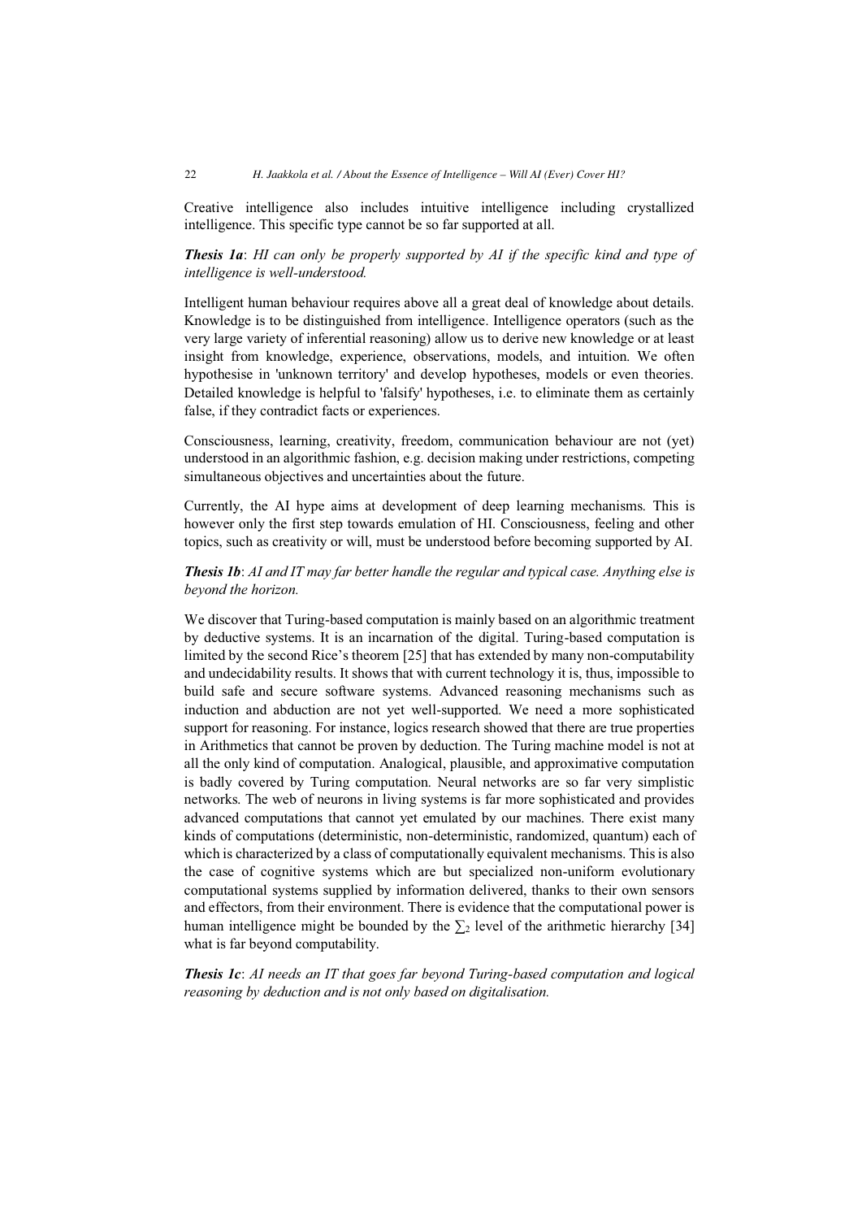Creative intelligence also includes intuitive intelligence including crystallized intelligence. This specific type cannot be so far supported at all.

***Thesis 1a***: *HI can only be properly supported by AI if the specific kind and type of intelligence is well-understood.*

Intelligent human behaviour requires above all a great deal of knowledge about details. Knowledge is to be distinguished from intelligence. Intelligence operators (such as the very large variety of inferential reasoning) allow us to derive new knowledge or at least insight from knowledge, experience, observations, models, and intuition. We often hypothesise in 'unknown territory' and develop hypotheses, models or even theories. Detailed knowledge is helpful to 'falsify' hypotheses, i.e. to eliminate them as certainly false, if they contradict facts or experiences.

Consciousness, learning, creativity, freedom, communication behaviour are not (yet) understood in an algorithmic fashion, e.g. decision making under restrictions, competing simultaneous objectives and uncertainties about the future.

Currently, the AI hype aims at development of deep learning mechanisms. This is however only the first step towards emulation of HI. Consciousness, feeling and other topics, such as creativity or will, must be understood before becoming supported by AI.

***Thesis 1b***: *AI and IT may far better handle the regular and typical case. Anything else is beyond the horizon.*

We discover that Turing-based computation is mainly based on an algorithmic treatment by deductive systems. It is an incarnation of the digital. Turing-based computation is limited by the second Rice's theorem [25] that has extended by many non-computability and undecidability results. It shows that with current technology it is, thus, impossible to build safe and secure software systems. Advanced reasoning mechanisms such as induction and abduction are not yet well-supported. We need a more sophisticated support for reasoning. For instance, logics research showed that there are true properties in Arithmetics that cannot be proven by deduction. The Turing machine model is not at all the only kind of computation. Analogical, plausible, and approximative computation is badly covered by Turing computation. Neural networks are so far very simplistic networks. The web of neurons in living systems is far more sophisticated and provides advanced computations that cannot yet emulated by our machines. There exist many kinds of computations (deterministic, non-deterministic, randomized, quantum) each of which is characterized by a class of computationally equivalent mechanisms. This is also the case of cognitive systems which are but specialized non-uniform evolutionary computational systems supplied by information delivered, thanks to their own sensors and effectors, from their environment. There is evidence that the computational power is human intelligence might be bounded by the $\sum_2$ level of the arithmetic hierarchy [34] what is far beyond computability.

***Thesis 1c***: *AI needs an IT that goes far beyond Turing-based computation and logical reasoning by deduction and is not only based on digitalisation.*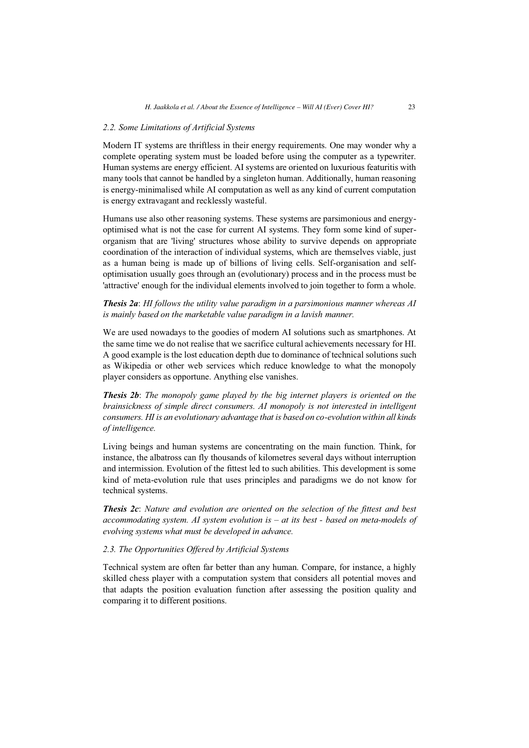### 2.2. Some Limitations of Artificial Systems

Modern IT systems are thriftless in their energy requirements. One may wonder why a complete operating system must be loaded before using the computer as a typewriter. Human systems are energy efficient. AI systems are oriented on luxurious featuritis with many tools that cannot be handled by a singleton human. Additionally, human reasoning is energy-minimalised while AI computation as well as any kind of current computation is energy extravagant and recklessly wasteful.

Humans use also other reasoning systems. These systems are parsimonious and energy-optimised what is not the case for current AI systems. They form some kind of super-organism that are 'living' structures whose ability to survive depends on appropriate coordination of the interaction of individual systems, which are themselves viable, just as a human being is made up of billions of living cells. Self-organisation and self-optimisation usually goes through an (evolutionary) process and in the process must be 'attractive' enough for the individual elements involved to join together to form a whole.

***Thesis 2a***: *HI follows the utility value paradigm in a parsimonious manner whereas AI is mainly based on the marketable value paradigm in a lavish manner.*

We are used nowadays to the goodies of modern AI solutions such as smartphones. At the same time we do not realise that we sacrifice cultural achievements necessary for HI. A good example is the lost education depth due to dominance of technical solutions such as Wikipedia or other web services which reduce knowledge to what the monopoly player considers as opportune. Anything else vanishes.

***Thesis 2b***: *The monopoly game played by the big internet players is oriented on the brainsickness of simple direct consumers. AI monopoly is not interested in intelligent consumers. HI is an evolutionary advantage that is based on co-evolution within all kinds of intelligence.*

Living beings and human systems are concentrating on the main function. Think, for instance, the albatross can fly thousands of kilometres several days without interruption and intermission. Evolution of the fittest led to such abilities. This development is some kind of meta-evolution rule that uses principles and paradigms we do not know for technical systems.

***Thesis 2c***: *Nature and evolution are oriented on the selection of the fittest and best accommodating system. AI system evolution is – at its best - based on meta-models of evolving systems what must be developed in advance.*

### 2.3. The Opportunities Offered by Artificial Systems

Technical system are often far better than any human. Compare, for instance, a highly skilled chess player with a computation system that considers all potential moves and that adapts the position evaluation function after assessing the position quality and comparing it to different positions.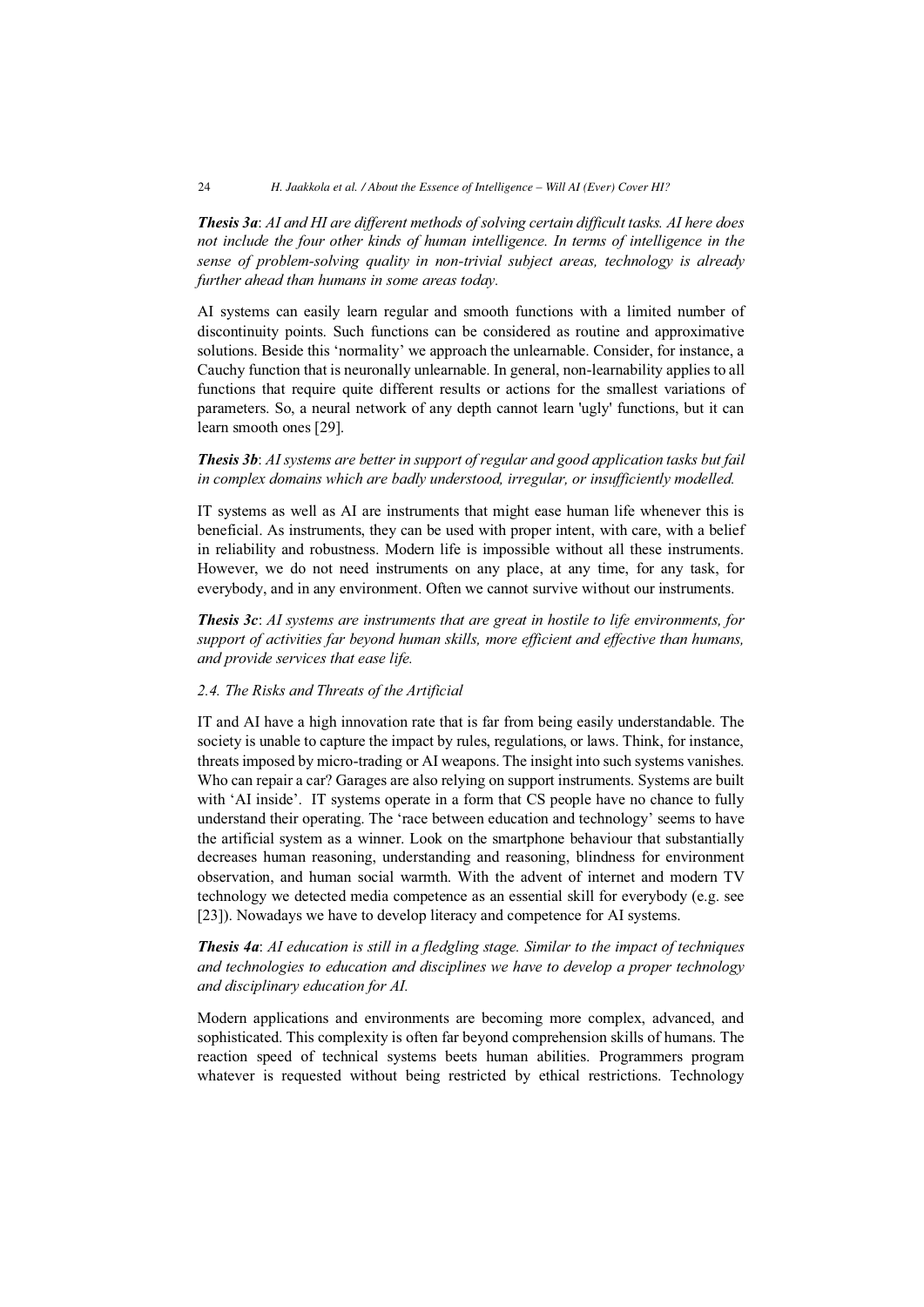***Thesis 3a***: *AI and HI are different methods of solving certain difficult tasks. AI here does not include the four other kinds of human intelligence. In terms of intelligence in the sense of problem-solving quality in non-trivial subject areas, technology is already further ahead than humans in some areas today.*

AI systems can easily learn regular and smooth functions with a limited number of discontinuity points. Such functions can be considered as routine and approximative solutions. Beside this 'normality' we approach the unlearnable. Consider, for instance, a Cauchy function that is neuronally unlearnable. In general, non-learnability applies to all functions that require quite different results or actions for the smallest variations of parameters. So, a neural network of any depth cannot learn 'ugly' functions, but it can learn smooth ones [29].

***Thesis 3b***: *AI systems are better in support of regular and good application tasks but fail in complex domains which are badly understood, irregular, or insufficiently modelled.*

IT systems as well as AI are instruments that might ease human life whenever this is beneficial. As instruments, they can be used with proper intent, with care, with a belief in reliability and robustness. Modern life is impossible without all these instruments. However, we do not need instruments on any place, at any time, for any task, for everybody, and in any environment. Often we cannot survive without our instruments.

***Thesis 3c***: *AI systems are instruments that are great in hostile to life environments, for support of activities far beyond human skills, more efficient and effective than humans, and provide services that ease life.*

### *2.4. The Risks and Threats of the Artificial*

IT and AI have a high innovation rate that is far from being easily understandable. The society is unable to capture the impact by rules, regulations, or laws. Think, for instance, threats imposed by micro-trading or AI weapons. The insight into such systems vanishes. Who can repair a car? Garages are also relying on support instruments. Systems are built with 'AI inside'. IT systems operate in a form that CS people have no chance to fully understand their operating. The 'race between education and technology' seems to have the artificial system as a winner. Look on the smartphone behaviour that substantially decreases human reasoning, understanding and reasoning, blindness for environment observation, and human social warmth. With the advent of internet and modern TV technology we detected media competence as an essential skill for everybody (e.g. see [23]). Nowadays we have to develop literacy and competence for AI systems.

***Thesis 4a***: *AI education is still in a fledgling stage. Similar to the impact of techniques and technologies to education and disciplines we have to develop a proper technology and disciplinary education for AI.*

Modern applications and environments are becoming more complex, advanced, and sophisticated. This complexity is often far beyond comprehension skills of humans. The reaction speed of technical systems beets human abilities. Programmers program whatever is requested without being restricted by ethical restrictions. Technology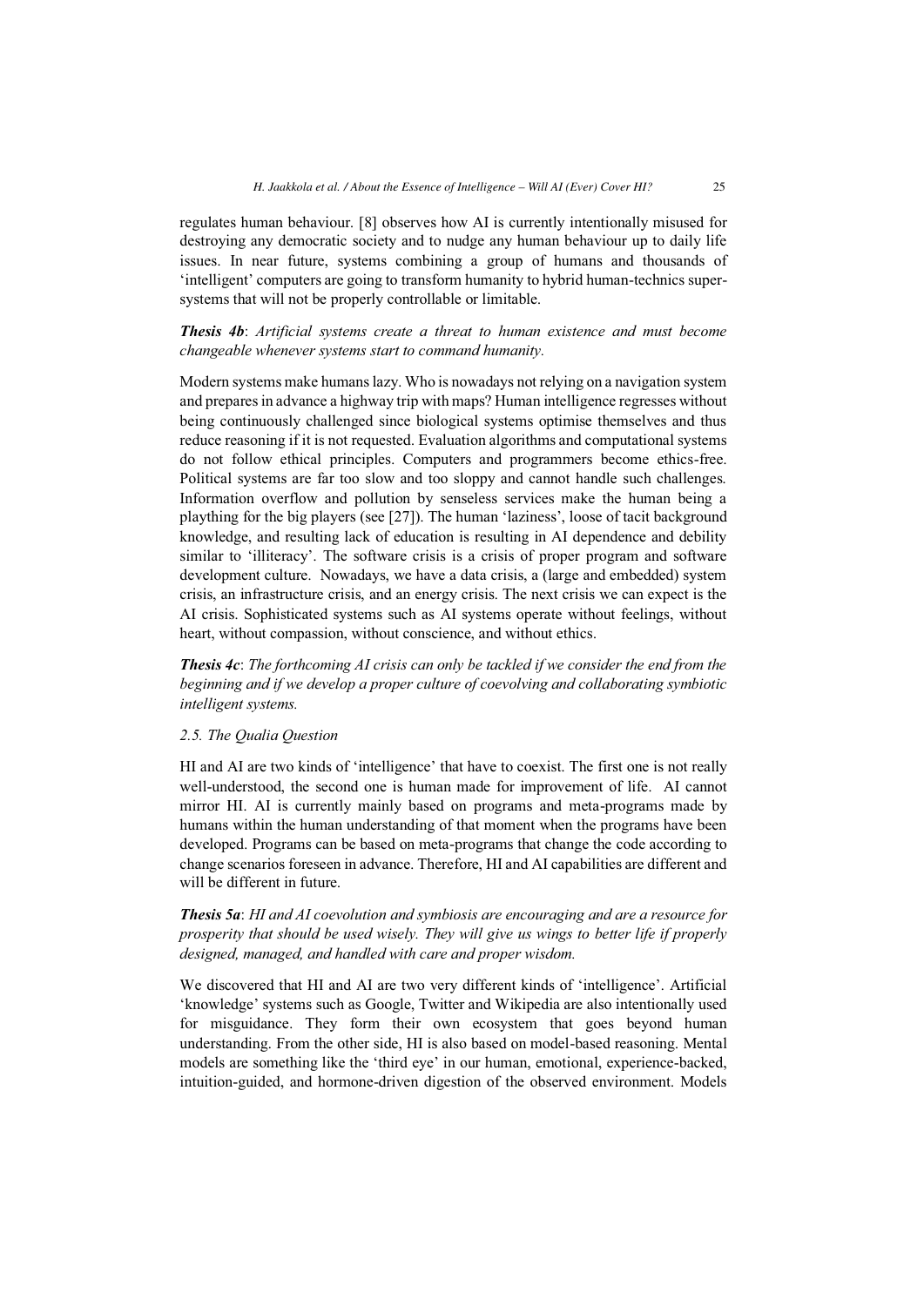regulates human behaviour. [8] observes how AI is currently intentionally misused for destroying any democratic society and to nudge any human behaviour up to daily life issues. In near future, systems combining a group of humans and thousands of 'intelligent' computers are going to transform humanity to hybrid human-technics super-systems that will not be properly controllable or limitable.

***Thesis 4b***: *Artificial systems create a threat to human existence and must become changeable whenever systems start to command humanity.*

Modern systems make humans lazy. Who is nowadays not relying on a navigation system and prepares in advance a highway trip with maps? Human intelligence regresses without being continuously challenged since biological systems optimise themselves and thus reduce reasoning if it is not requested. Evaluation algorithms and computational systems do not follow ethical principles. Computers and programmers become ethics-free. Political systems are far too slow and too sloppy and cannot handle such challenges. Information overflow and pollution by senseless services make the human being a plaything for the big players (see [27]). The human 'laziness', loose of tacit background knowledge, and resulting lack of education is resulting in AI dependence and debility similar to 'illiteracy'. The software crisis is a crisis of proper program and software development culture. Nowadays, we have a data crisis, a (large and embedded) system crisis, an infrastructure crisis, and an energy crisis. The next crisis we can expect is the AI crisis. Sophisticated systems such as AI systems operate without feelings, without heart, without compassion, without conscience, and without ethics.

***Thesis 4c***: *The forthcoming AI crisis can only be tackled if we consider the end from the beginning and if we develop a proper culture of coevolving and collaborating symbiotic intelligent systems.*

### 2.5. The Qualia Question

HI and AI are two kinds of 'intelligence' that have to coexist. The first one is not really well-understood, the second one is human made for improvement of life. AI cannot mirror HI. AI is currently mainly based on programs and meta-programs made by humans within the human understanding of that moment when the programs have been developed. Programs can be based on meta-programs that change the code according to change scenarios foreseen in advance. Therefore, HI and AI capabilities are different and will be different in future.

***Thesis 5a***: *HI and AI coevolution and symbiosis are encouraging and are a resource for prosperity that should be used wisely. They will give us wings to better life if properly designed, managed, and handled with care and proper wisdom.*

We discovered that HI and AI are two very different kinds of 'intelligence'. Artificial 'knowledge' systems such as Google, Twitter and Wikipedia are also intentionally used for misguidance. They form their own ecosystem that goes beyond human understanding. From the other side, HI is also based on model-based reasoning. Mental models are something like the 'third eye' in our human, emotional, experience-backed, intuition-guided, and hormone-driven digestion of the observed environment. Models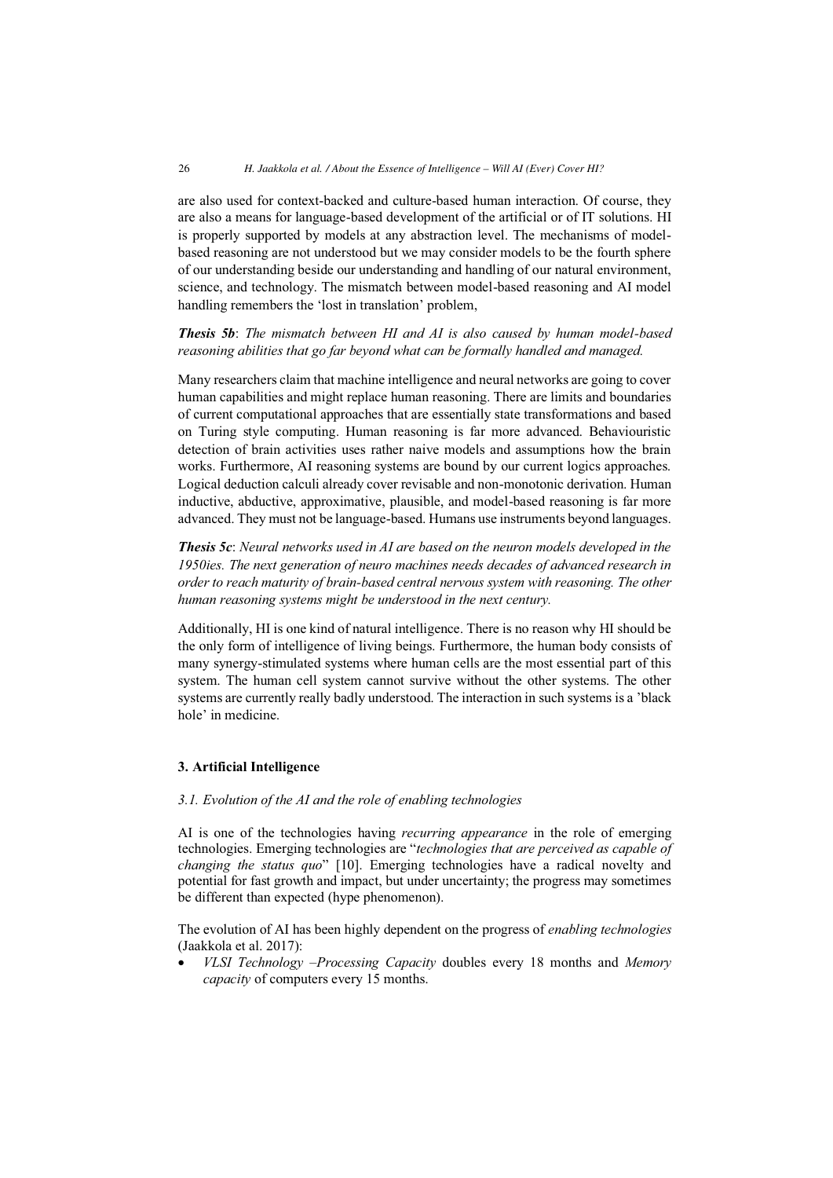are also used for context-backed and culture-based human interaction. Of course, they are also a means for language-based development of the artificial or of IT solutions. HI is properly supported by models at any abstraction level. The mechanisms of model-based reasoning are not understood but we may consider models to be the fourth sphere of our understanding beside our understanding and handling of our natural environment, science, and technology. The mismatch between model-based reasoning and AI model handling remembers the 'lost in translation' problem,

***Thesis 5b***: *The mismatch between HI and AI is also caused by human model-based reasoning abilities that go far beyond what can be formally handled and managed.*

Many researchers claim that machine intelligence and neural networks are going to cover human capabilities and might replace human reasoning. There are limits and boundaries of current computational approaches that are essentially state transformations and based on Turing style computing. Human reasoning is far more advanced. Behaviouristic detection of brain activities uses rather naive models and assumptions how the brain works. Furthermore, AI reasoning systems are bound by our current logics approaches. Logical deduction calculi already cover revisable and non-monotonic derivation. Human inductive, abductive, approximative, plausible, and model-based reasoning is far more advanced. They must not be language-based. Humans use instruments beyond languages.

***Thesis 5c***: *Neural networks used in AI are based on the neuron models developed in the 1950ies. The next generation of neuro machines needs decades of advanced research in order to reach maturity of brain-based central nervous system with reasoning. The other human reasoning systems might be understood in the next century.*

Additionally, HI is one kind of natural intelligence. There is no reason why HI should be the only form of intelligence of living beings. Furthermore, the human body consists of many synergy-stimulated systems where human cells are the most essential part of this system. The human cell system cannot survive without the other systems. The other systems are currently really badly understood. The interaction in such systems is a 'black hole' in medicine.

## 3. Artificial Intelligence

### *3.1. Evolution of the AI and the role of enabling technologies*

AI is one of the technologies having *recurring appearance* in the role of emerging technologies. Emerging technologies are "*technologies that are perceived as capable of changing the status quo*" [10]. Emerging technologies have a radical novelty and potential for fast growth and impact, but under uncertainty; the progress may sometimes be different than expected (hype phenomenon).

The evolution of AI has been highly dependent on the progress of *enabling technologies* (Jaakkola et al. 2017):

- *VLSI Technology –Processing Capacity* doubles every 18 months and *Memory capacity* of computers every 15 months.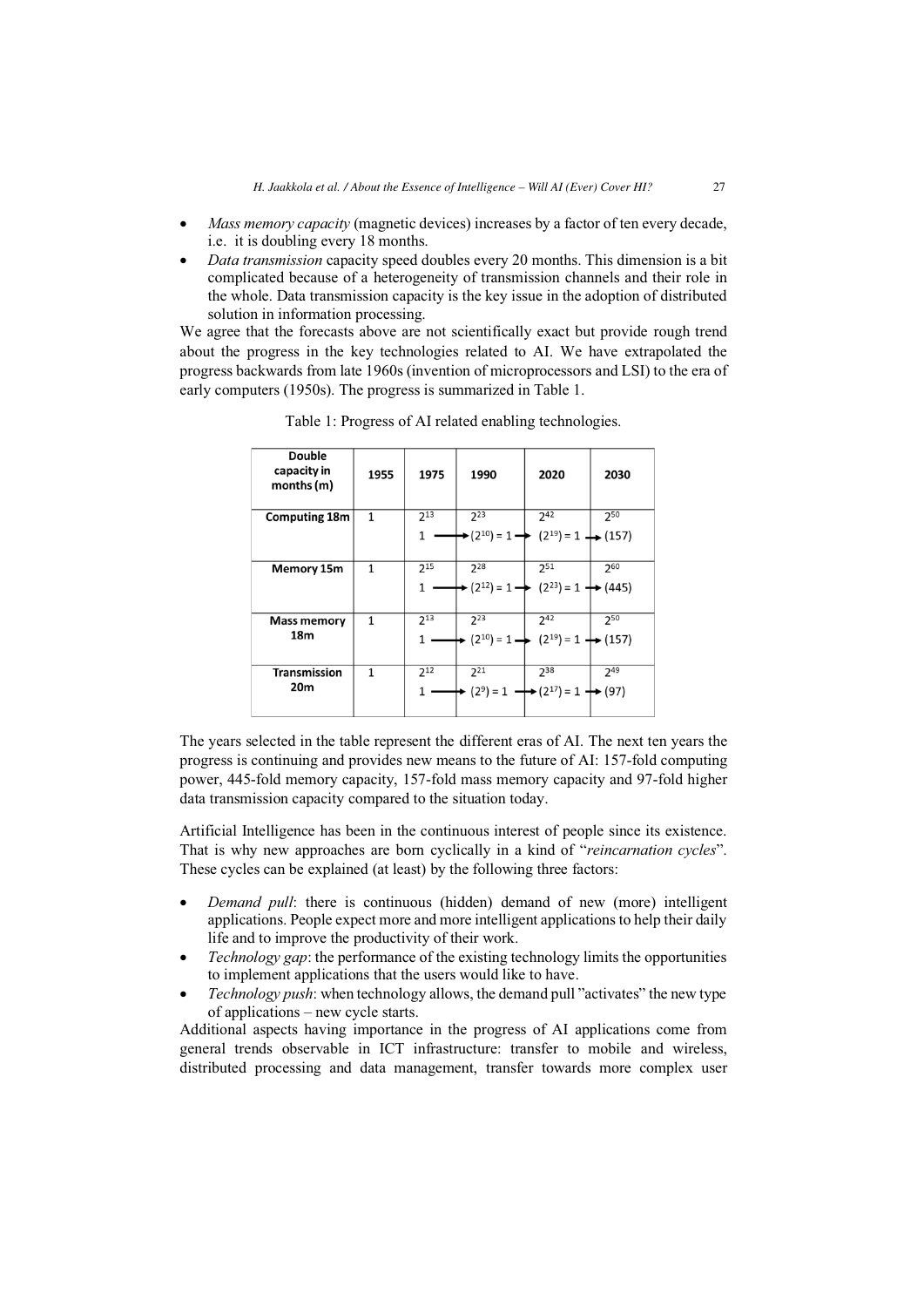- *Mass memory capacity* (magnetic devices) increases by a factor of ten every decade, i.e. it is doubling every 18 months.
- *Data transmission* capacity speed doubles every 20 months. This dimension is a bit complicated because of a heterogeneity of transmission channels and their role in the whole. Data transmission capacity is the key issue in the adoption of distributed solution in information processing.

We agree that the forecasts above are not scientifically exact but provide rough trend about the progress in the key technologies related to AI. We have extrapolated the progress backwards from late 1960s (invention of microprocessors and LSI) to the era of early computers (1950s). The progress is summarized in Table 1.

Table 1: Progress of AI related enabling technologies.

| Double capacity in months (m) | 1955 | 1975 | 1990 | 2020 | 2030 |
|---|---|---|---|---|---|
| Computing 18m | 1 | $2^{13}$<br>1 → | $2^{23}$<br>$(2^{10}) = 1$ → | $2^{42}$<br>$(2^{19}) = 1$ → | $2^{50}$<br>(157) |
| Memory 15m | 1 | $2^{15}$<br>1 → | $2^{28}$<br>$(2^{12}) = 1$ → | $2^{51}$<br>$(2^{23}) = 1$ → | $2^{60}$<br>(445) |
| Mass memory 18m | 1 | $2^{13}$<br>1 → | $2^{23}$<br>$(2^{10}) = 1$ → | $2^{42}$<br>$(2^{19}) = 1$ → | $2^{50}$<br>(157) |
| Transmission 20m | 1 | $2^{12}$<br>1 → | $2^{21}$<br>$(2^{9}) = 1$ → | $2^{38}$<br>$(2^{17}) = 1$ → | $2^{49}$<br>(97) |

The years selected in the table represent the different eras of AI. The next ten years the progress is continuing and provides new means to the future of AI: 157-fold computing power, 445-fold memory capacity, 157-fold mass memory capacity and 97-fold higher data transmission capacity compared to the situation today.

Artificial Intelligence has been in the continuous interest of people since its existence. That is why new approaches are born cyclically in a kind of "*reincarnation cycles*". These cycles can be explained (at least) by the following three factors:

- *Demand pull*: there is continuous (hidden) demand of new (more) intelligent applications. People expect more and more intelligent applications to help their daily life and to improve the productivity of their work.
- *Technology gap*: the performance of the existing technology limits the opportunities to implement applications that the users would like to have.
- *Technology push*: when technology allows, the demand pull "activates" the new type of applications – new cycle starts.

Additional aspects having importance in the progress of AI applications come from general trends observable in ICT infrastructure: transfer to mobile and wireless, distributed processing and data management, transfer towards more complex user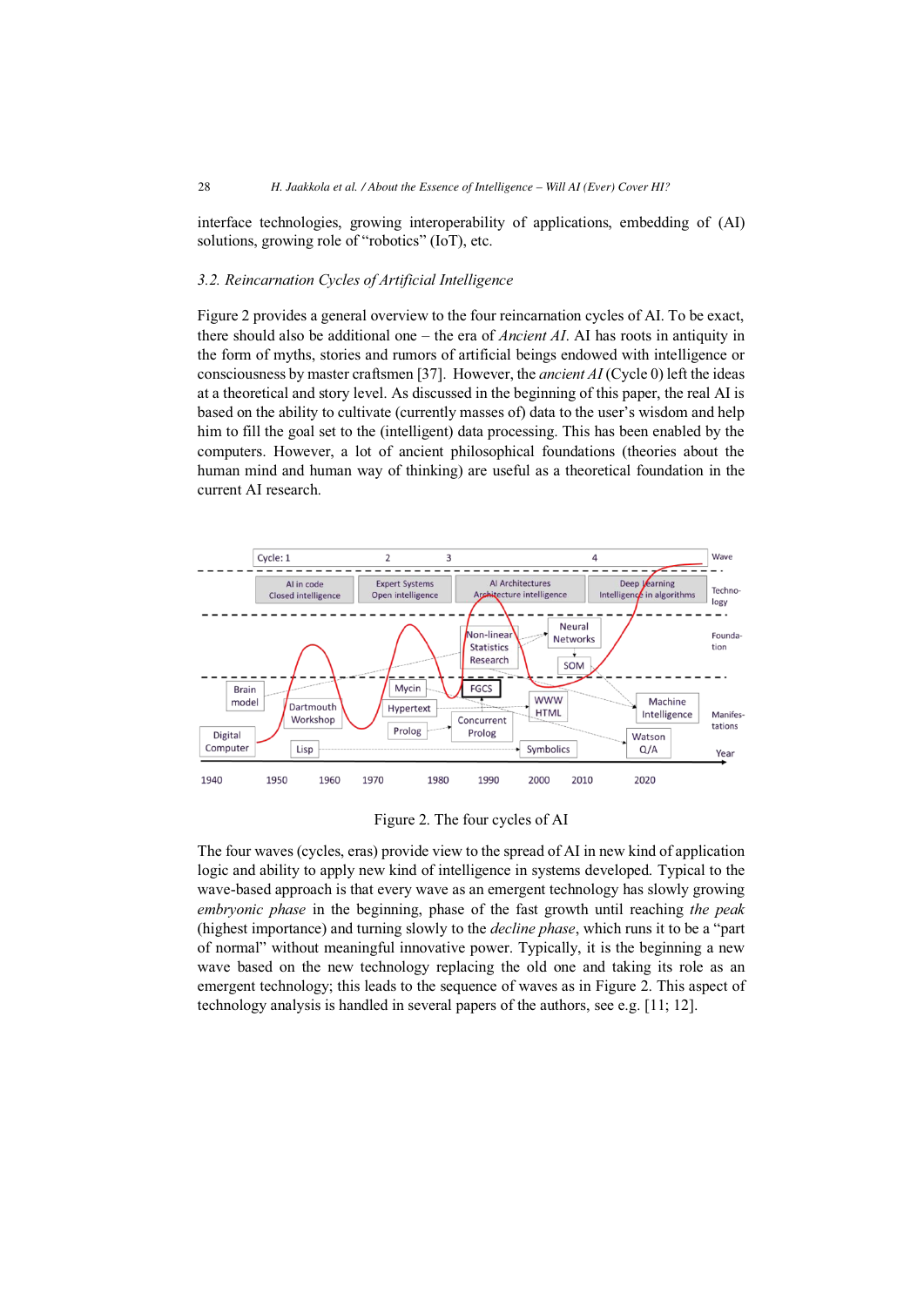interface technologies, growing interoperability of applications, embedding of (AI) solutions, growing role of "robotics" (IoT), etc.

### 3.2. Reincarnation Cycles of Artificial Intelligence

Figure 2 provides a general overview to the four reincarnation cycles of AI. To be exact, there should also be additional one – the era of *Ancient AI*. AI has roots in antiquity in the form of myths, stories and rumors of artificial beings endowed with intelligence or consciousness by master craftsmen [37]. However, the *ancient AI* (Cycle 0) left the ideas at a theoretical and story level. As discussed in the beginning of this paper, the real AI is based on the ability to cultivate (currently masses of) data to the user's wisdom and help him to fill the goal set to the (intelligent) data processing. This has been enabled by the computers. However, a lot of ancient philosophical foundations (theories about the human mind and human way of thinking) are useful as a theoretical foundation in the current AI research.

Figure 2. The four cycles of AI

The four waves (cycles, eras) provide view to the spread of AI in new kind of application logic and ability to apply new kind of intelligence in systems developed. Typical to the wave-based approach is that every wave as an emergent technology has slowly growing *embryonic phase* in the beginning, phase of the fast growth until reaching *the peak* (highest importance) and turning slowly to the *decline phase*, which runs it to be a "part of normal" without meaningful innovative power. Typically, it is the beginning a new wave based on the new technology replacing the old one and taking its role as an emergent technology; this leads to the sequence of waves as in Figure 2. This aspect of technology analysis is handled in several papers of the authors, see e.g. [11; 12].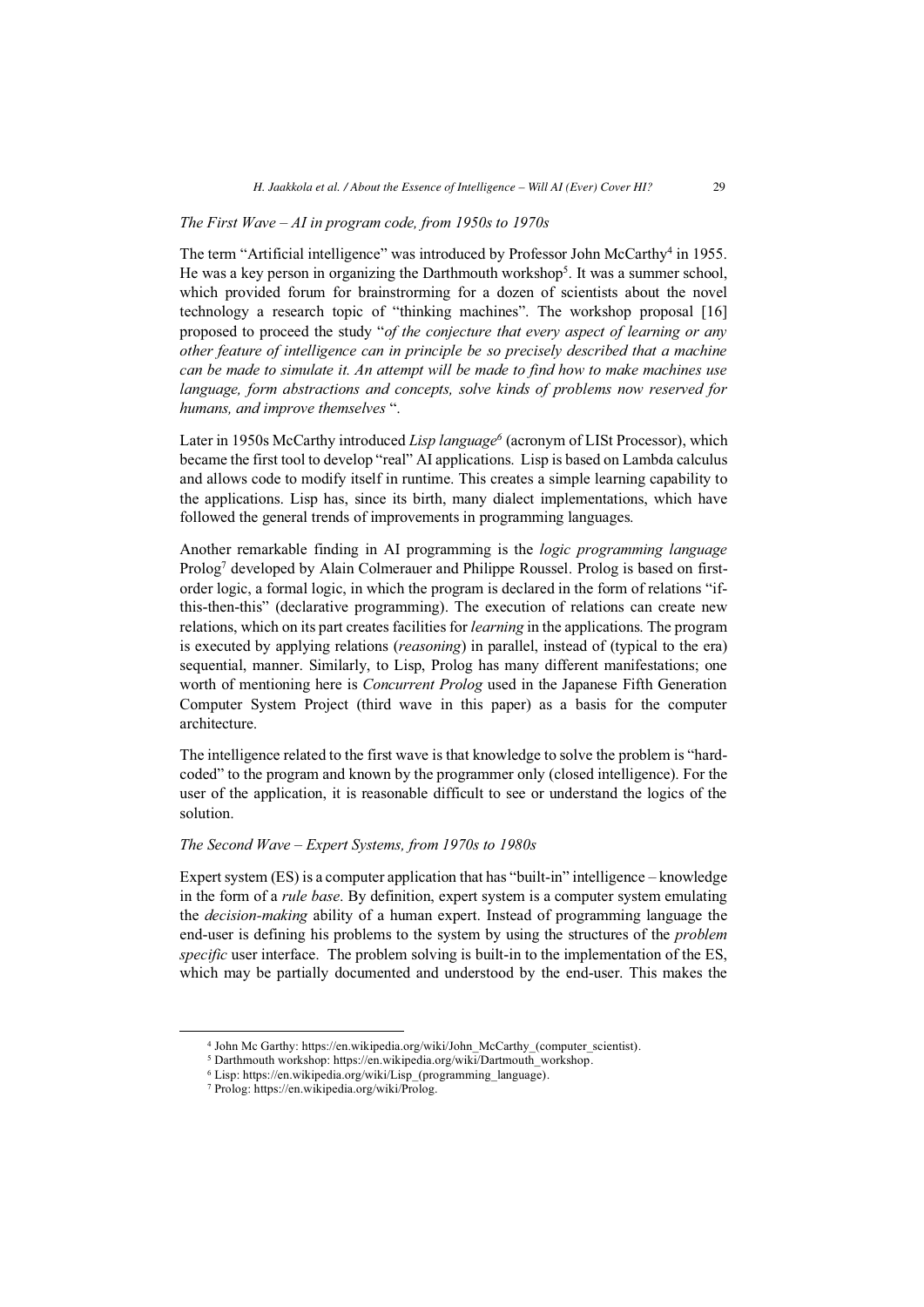*The First Wave – AI in program code, from 1950s to 1970s*

The term "Artificial intelligence" was introduced by Professor John McCarthy[4] in 1955. He was a key person in organizing the Darthmouth workshop[5]. It was a summer school, which provided forum for brainstrorming for a dozen of scientists about the novel technology a research topic of "thinking machines". The workshop proposal [16] proposed to proceed the study "*of the conjecture that every aspect of learning or any other feature of intelligence can in principle be so precisely described that a machine can be made to simulate it. An attempt will be made to find how to make machines use language, form abstractions and concepts, solve kinds of problems now reserved for humans, and improve themselves* ".

Later in 1950s McCarthy introduced *Lisp language*[6] (acronym of LISt Processor), which became the first tool to develop "real" AI applications. Lisp is based on Lambda calculus and allows code to modify itself in runtime. This creates a simple learning capability to the applications. Lisp has, since its birth, many dialect implementations, which have followed the general trends of improvements in programming languages.

Another remarkable finding in AI programming is the *logic programming language* Prolog[7] developed by Alain Colmerauer and Philippe Roussel. Prolog is based on first-order logic, a formal logic, in which the program is declared in the form of relations "if-this-then-this" (declarative programming). The execution of relations can create new relations, which on its part creates facilities for *learning* in the applications. The program is executed by applying relations (*reasoning*) in parallel, instead of (typical to the era) sequential, manner. Similarly, to Lisp, Prolog has many different manifestations; one worth of mentioning here is *Concurrent Prolog* used in the Japanese Fifth Generation Computer System Project (third wave in this paper) as a basis for the computer architecture.

The intelligence related to the first wave is that knowledge to solve the problem is "hard-coded" to the program and known by the programmer only (closed intelligence). For the user of the application, it is reasonable difficult to see or understand the logics of the solution.

*The Second Wave – Expert Systems, from 1970s to 1980s*

Expert system (ES) is a computer application that has "built-in" intelligence – knowledge in the form of a *rule base*. By definition, expert system is a computer system emulating the *decision-making* ability of a human expert. Instead of programming language the end-user is defining his problems to the system by using the structures of the *problem specific* user interface. The problem solving is built-in to the implementation of the ES, which may be partially documented and understood by the end-user. This makes the

---

[4] John Mc Garthy: https://en.wikipedia.org/wiki/John_McCarthy_(computer_scientist).

[5] Darthmouth workshop: https://en.wikipedia.org/wiki/Dartmouth_workshop.

[6] Lisp: https://en.wikipedia.org/wiki/Lisp_(programming_language).

[7] Prolog: https://en.wikipedia.org/wiki/Prolog.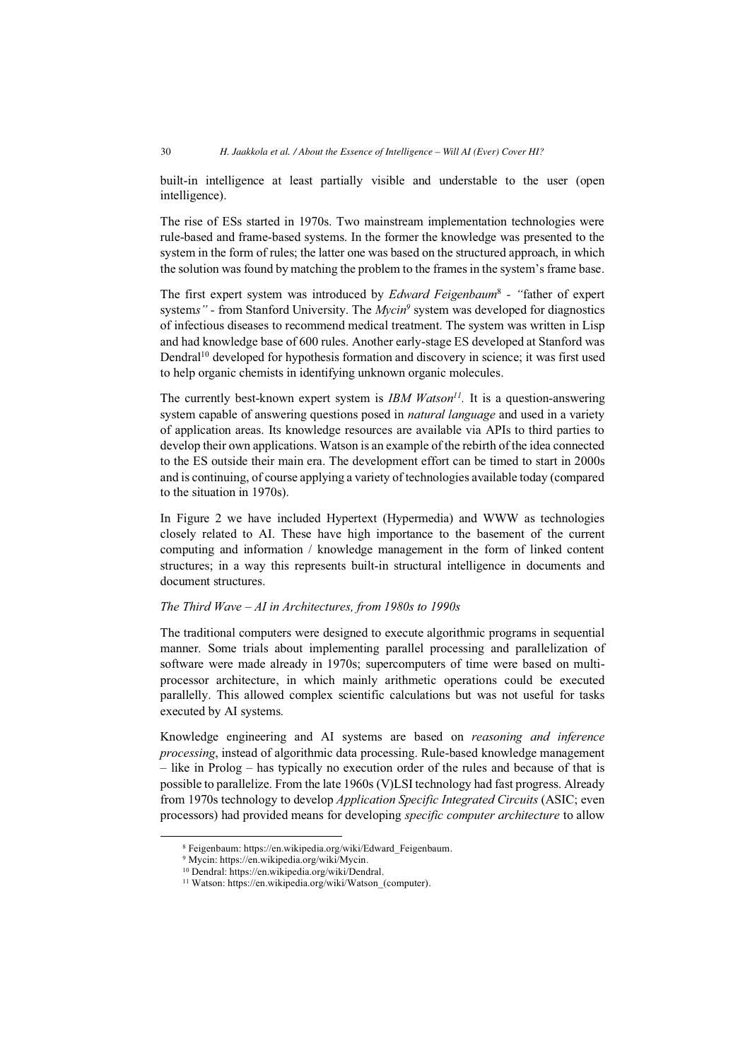built-in intelligence at least partially visible and understandable to the user (open intelligence).

The rise of ESs started in 1970s. Two mainstream implementation technologies were rule-based and frame-based systems. In the former the knowledge was presented to the system in the form of rules; the latter one was based on the structured approach, in which the solution was found by matching the problem to the frames in the system's frame base.

The first expert system was introduced by *Edward Feigenbaum*[8] - "father of expert systems" - from Stanford University. The *Mycin*[9] system was developed for diagnostics of infectious diseases to recommend medical treatment. The system was written in Lisp and had knowledge base of 600 rules. Another early-stage ES developed at Stanford was Dendral[10] developed for hypothesis formation and discovery in science; it was first used to help organic chemists in identifying unknown organic molecules.

The currently best-known expert system is *IBM Watson*[11]. It is a question-answering system capable of answering questions posed in *natural language* and used in a variety of application areas. Its knowledge resources are available via APIs to third parties to develop their own applications. Watson is an example of the rebirth of the idea connected to the ES outside their main era. The development effort can be timed to start in 2000s and is continuing, of course applying a variety of technologies available today (compared to the situation in 1970s).

In Figure 2 we have included Hypertext (Hypermedia) and WWW as technologies closely related to AI. These have high importance to the basement of the current computing and information / knowledge management in the form of linked content structures; in a way this represents built-in structural intelligence in documents and document structures.

*The Third Wave – AI in Architectures, from 1980s to 1990s*

The traditional computers were designed to execute algorithmic programs in sequential manner. Some trials about implementing parallel processing and parallelization of software were made already in 1970s; supercomputers of time were based on multi-processor architecture, in which mainly arithmetic operations could be executed parallelly. This allowed complex scientific calculations but was not useful for tasks executed by AI systems.

Knowledge engineering and AI systems are based on *reasoning and inference processing*, instead of algorithmic data processing. Rule-based knowledge management – like in Prolog – has typically no execution order of the rules and because of that is possible to parallelize. From the late 1960s (V)LSI technology had fast progress. Already from 1970s technology to develop *Application Specific Integrated Circuits* (ASIC; even processors) had provided means for developing *specific computer architecture* to allow

[8] Feigenbaum: https://en.wikipedia.org/wiki/Edward_Feigenbaum.

[9] Mycin: https://en.wikipedia.org/wiki/Mycin.

[10] Dendral: https://en.wikipedia.org/wiki/Dendral.

[11] Watson: https://en.wikipedia.org/wiki/Watson_(computer).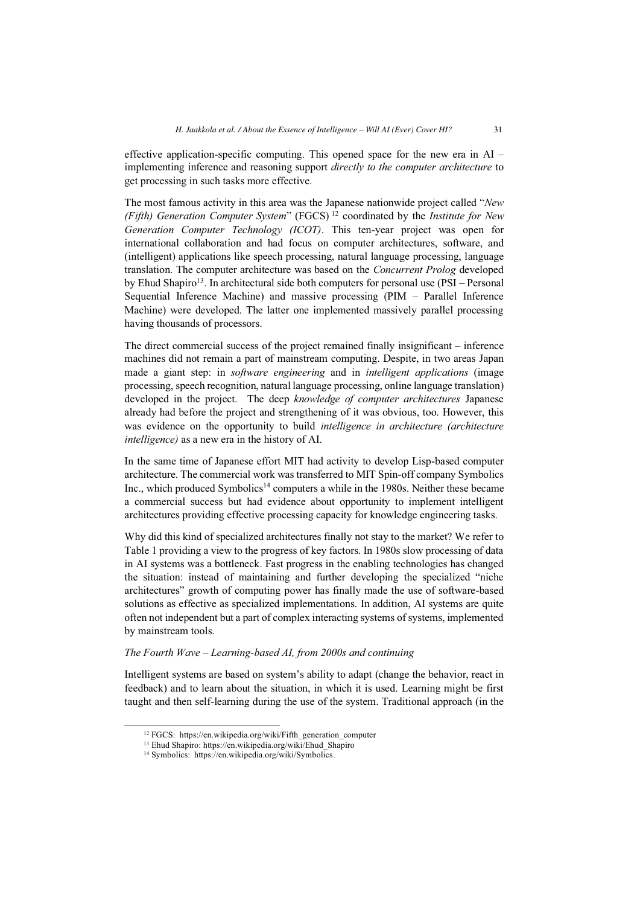effective application-specific computing. This opened space for the new era in AI – implementing inference and reasoning support *directly to the computer architecture* to get processing in such tasks more effective.

The most famous activity in this area was the Japanese nationwide project called "*New (Fifth) Generation Computer System*" (FGCS) [12] coordinated by the *Institute for New Generation Computer Technology (ICOT)*. This ten-year project was open for international collaboration and had focus on computer architectures, software, and (intelligent) applications like speech processing, natural language processing, language translation. The computer architecture was based on the *Concurrent Prolog* developed by Ehud Shapiro[13]. In architectural side both computers for personal use (PSI – Personal Sequential Inference Machine) and massive processing (PIM – Parallel Inference Machine) were developed. The latter one implemented massively parallel processing having thousands of processors.

The direct commercial success of the project remained finally insignificant – inference machines did not remain a part of mainstream computing. Despite, in two areas Japan made a giant step: in *software engineering* and in *intelligent applications* (image processing, speech recognition, natural language processing, online language translation) developed in the project. The deep *knowledge of computer architectures* Japanese already had before the project and strengthening of it was obvious, too. However, this was evidence on the opportunity to build *intelligence in architecture (architecture intelligence)* as a new era in the history of AI.

In the same time of Japanese effort MIT had activity to develop Lisp-based computer architecture. The commercial work was transferred to MIT Spin-off company Symbolics Inc., which produced Symbolics[14] computers a while in the 1980s. Neither these became a commercial success but had evidence about opportunity to implement intelligent architectures providing effective processing capacity for knowledge engineering tasks.

Why did this kind of specialized architectures finally not stay to the market? We refer to Table 1 providing a view to the progress of key factors. In 1980s slow processing of data in AI systems was a bottleneck. Fast progress in the enabling technologies has changed the situation: instead of maintaining and further developing the specialized "niche architectures" growth of computing power has finally made the use of software-based solutions as effective as specialized implementations. In addition, AI systems are quite often not independent but a part of complex interacting systems of systems, implemented by mainstream tools.

*The Fourth Wave – Learning-based AI, from 2000s and continuing*

Intelligent systems are based on system's ability to adapt (change the behavior, react in feedback) and to learn about the situation, in which it is used. Learning might be first taught and then self-learning during the use of the system. Traditional approach (in the

[12] FGCS: https://en.wikipedia.org/wiki/Fifth_generation_computer

[13] Ehud Shapiro: https://en.wikipedia.org/wiki/Ehud_Shapiro

[14] Symbolics: https://en.wikipedia.org/wiki/Symbolics.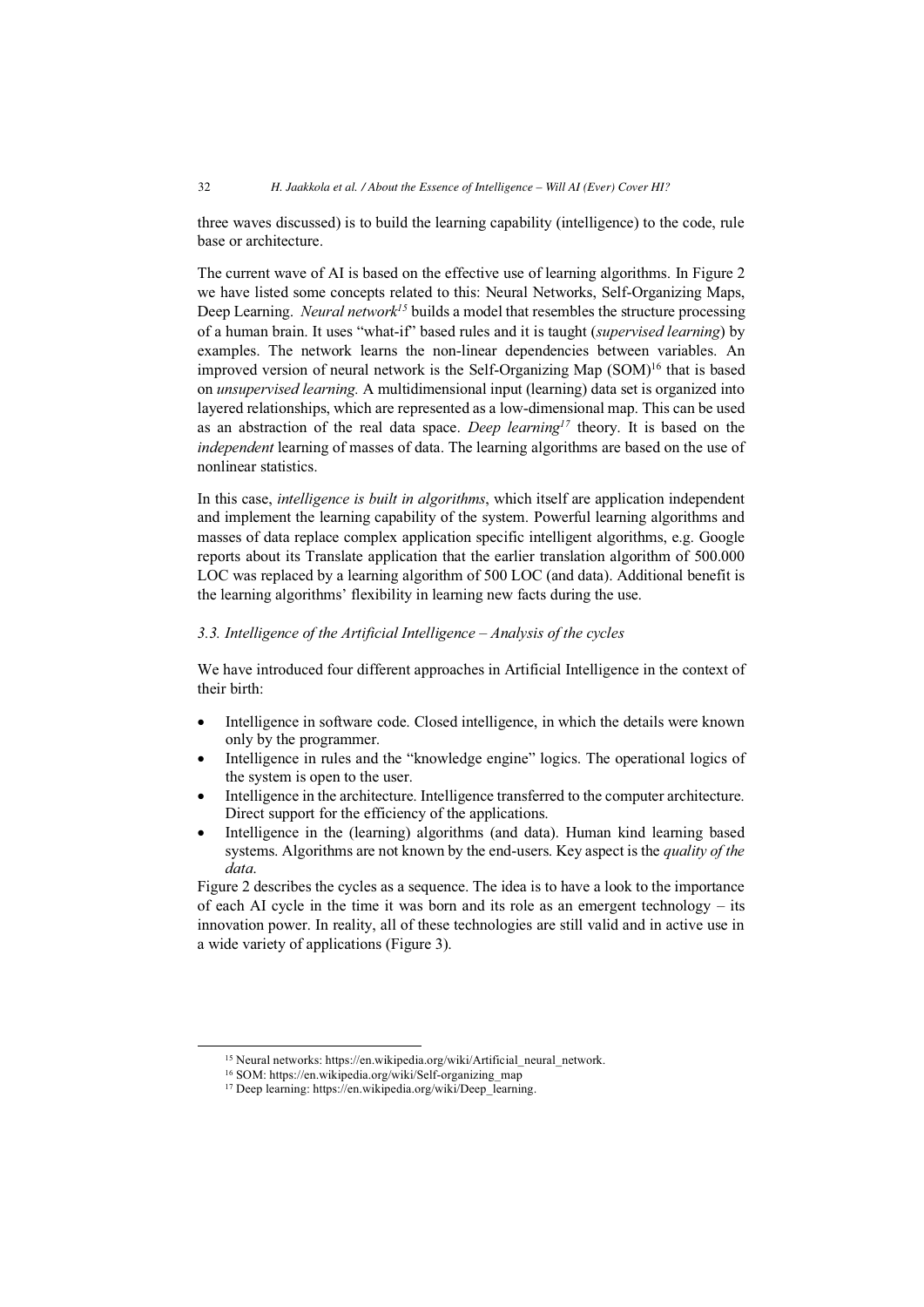three waves discussed) is to build the learning capability (intelligence) to the code, rule base or architecture.

The current wave of AI is based on the effective use of learning algorithms. In Figure 2 we have listed some concepts related to this: Neural Networks, Self-Organizing Maps, Deep Learning. *Neural network*[15] builds a model that resembles the structure processing of a human brain. It uses "what-if" based rules and it is taught (*supervised learning*) by examples. The network learns the non-linear dependencies between variables. An improved version of neural network is the Self-Organizing Map (SOM)[16] that is based on *unsupervised learning.* A multidimensional input (learning) data set is organized into layered relationships, which are represented as a low-dimensional map. This can be used as an abstraction of the real data space. *Deep learning*[17] theory. It is based on the *independent* learning of masses of data. The learning algorithms are based on the use of nonlinear statistics.

In this case, *intelligence is built in algorithms*, which itself are application independent and implement the learning capability of the system. Powerful learning algorithms and masses of data replace complex application specific intelligent algorithms, e.g. Google reports about its Translate application that the earlier translation algorithm of 500.000 LOC was replaced by a learning algorithm of 500 LOC (and data). Additional benefit is the learning algorithms' flexibility in learning new facts during the use.

### *3.3. Intelligence of the Artificial Intelligence – Analysis of the cycles*

We have introduced four different approaches in Artificial Intelligence in the context of their birth:

- Intelligence in software code. Closed intelligence, in which the details were known only by the programmer.
- Intelligence in rules and the "knowledge engine" logics. The operational logics of the system is open to the user.
- Intelligence in the architecture. Intelligence transferred to the computer architecture. Direct support for the efficiency of the applications.
- Intelligence in the (learning) algorithms (and data). Human kind learning based systems. Algorithms are not known by the end-users. Key aspect is the *quality of the data.*

Figure 2 describes the cycles as a sequence. The idea is to have a look to the importance of each AI cycle in the time it was born and its role as an emergent technology – its innovation power. In reality, all of these technologies are still valid and in active use in a wide variety of applications (Figure 3).

---

[15] Neural networks: https://en.wikipedia.org/wiki/Artificial_neural_network.

[16] SOM: https://en.wikipedia.org/wiki/Self-organizing_map

[17] Deep learning: https://en.wikipedia.org/wiki/Deep_learning.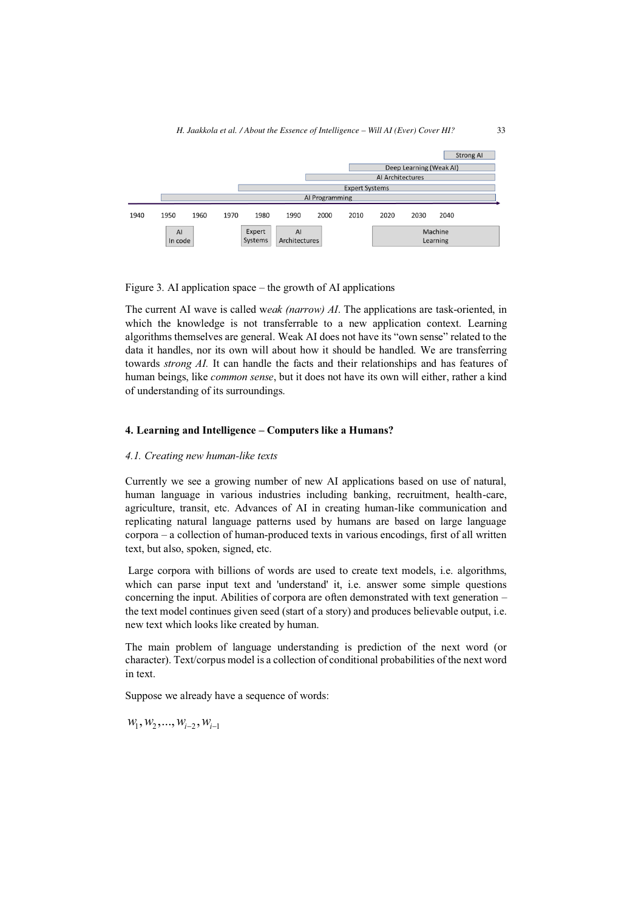Figure 3. AI application space – the growth of AI applications

The current AI wave is called w*eak (narrow) AI*. The applications are task-oriented, in which the knowledge is not transferrable to a new application context. Learning algorithms themselves are general. Weak AI does not have its "own sense" related to the data it handles, nor its own will about how it should be handled. We are transferring towards *strong AI.* It can handle the facts and their relationships and has features of human beings, like *common sense*, but it does not have its own will either, rather a kind of understanding of its surroundings.

## 4. Learning and Intelligence – Computers like a Humans?

### *4.1. Creating new human-like texts*

Currently we see a growing number of new AI applications based on use of natural, human language in various industries including banking, recruitment, health-care, agriculture, transit, etc. Advances of AI in creating human-like communication and replicating natural language patterns used by humans are based on large language corpora – a collection of human-produced texts in various encodings, first of all written text, but also, spoken, signed, etc.

Large corpora with billions of words are used to create text models, i.e. algorithms, which can parse input text and 'understand' it, i.e. answer some simple questions concerning the input. Abilities of corpora are often demonstrated with text generation – the text model continues given seed (start of a story) and produces believable output, i.e. new text which looks like created by human.

The main problem of language understanding is prediction of the next word (or character). Text/corpus model is a collection of conditional probabilities of the next word in text.

Suppose we already have a sequence of words:

$$w_1, w_2, ..., w_{i-2}, w_{i-1}$$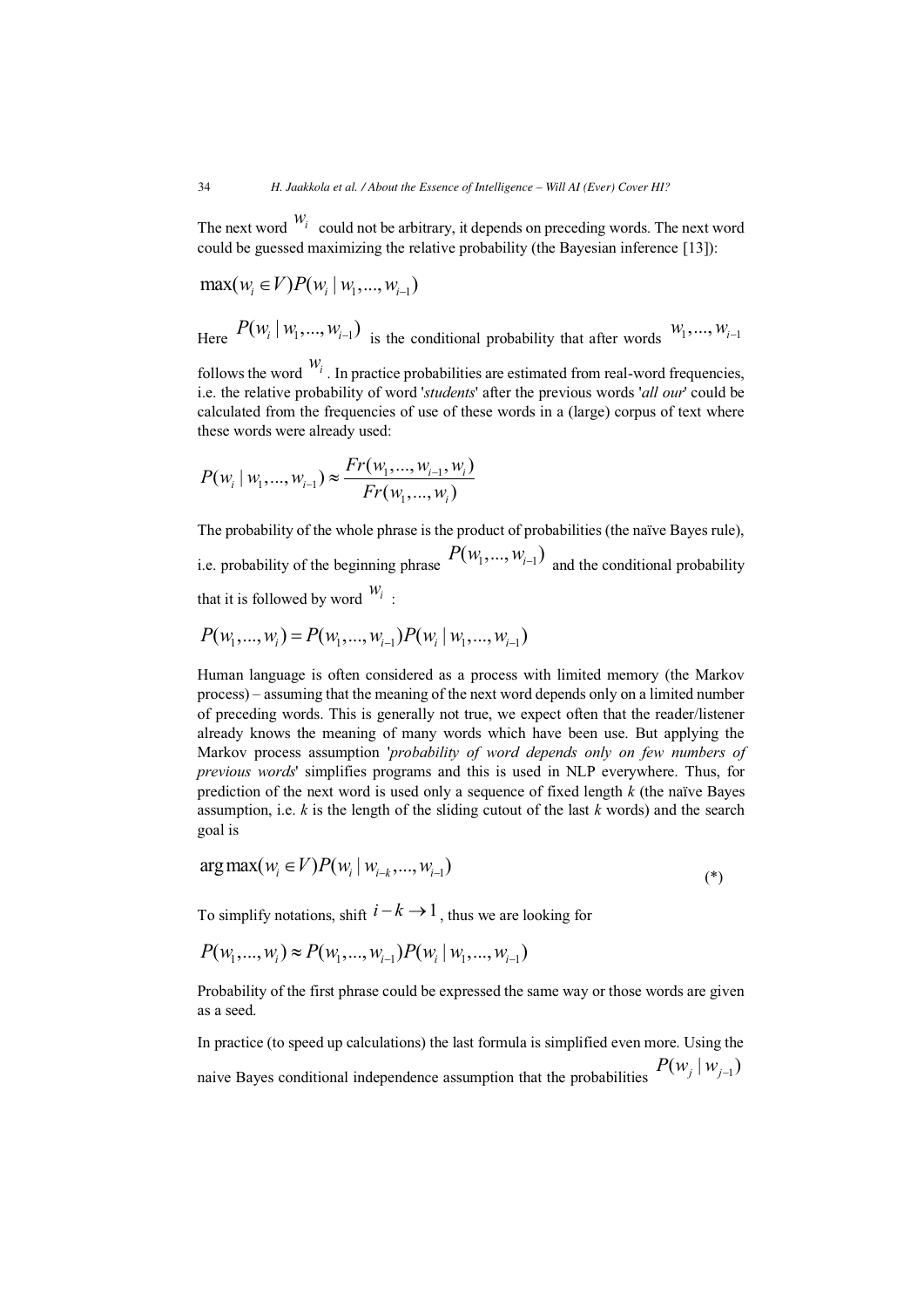The next word $w_i$ could not be arbitrary, it depends on preceding words. The next word could be guessed maximizing the relative probability (the Bayesian inference [13]):

$$\max(w_i \in V)P(w_i \mid w_1, ..., w_{i-1})$$

Here $P(w_i \mid w_1, ..., w_{i-1})$ is the conditional probability that after words $w_1, ..., w_{i-1}$ follows the word $w_i$. In practice probabilities are estimated from real-word frequencies, i.e. the relative probability of word '*students*' after the previous words '*all our*' could be calculated from the frequencies of use of these words in a (large) corpus of text where these words were already used:

$$P(w_i \mid w_1, ..., w_{i-1}) \approx \frac{Fr(w_1, ..., w_{i-1}, w_i)}{Fr(w_1, ..., w_i)}$$

The probability of the whole phrase is the product of probabilities (the naïve Bayes rule), i.e. probability of the beginning phrase $P(w_1, ..., w_{i-1})$ and the conditional probability that it is followed by word $w_i$:

$$P(w_1, ..., w_i) = P(w_1, ..., w_{i-1})P(w_i \mid w_1, ..., w_{i-1})$$

Human language is often considered as a process with limited memory (the Markov process) – assuming that the meaning of the next word depends only on a limited number of preceding words. This is generally not true, we expect often that the reader/listener already knows the meaning of many words which have been use. But applying the Markov process assumption '*probability of word depends only on few numbers of previous words*' simplifies programs and this is used in NLP everywhere. Thus, for prediction of the next word is used only a sequence of fixed length *k* (the naïve Bayes assumption, i.e. *k* is the length of the sliding cutout of the last *k* words) and the search goal is

$$\arg\max(w_i \in V)P(w_i \mid w_{i-k}, ..., w_{i-1}) \tag{*}$$

To simplify notations, shift $i - k \to 1$, thus we are looking for

$$P(w_1, ..., w_i) \approx P(w_1, ..., w_{i-1})P(w_i \mid w_1, ..., w_{i-1})$$

Probability of the first phrase could be expressed the same way or those words are given as a seed.

In practice (to speed up calculations) the last formula is simplified even more. Using the naive Bayes conditional independence assumption that the probabilities $P(w_j \mid w_{j-1})$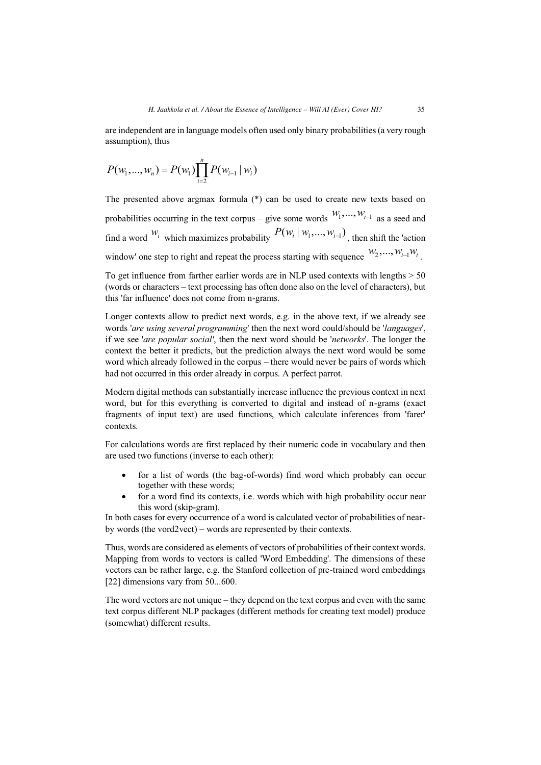are independent are in language models often used only binary probabilities (a very rough assumption), thus

$$P(w_1,...,w_n) = P(w_1)\prod_{i=2}^{n} P(w_{i-1} \mid w_i)$$

The presented above argmax formula (*) can be used to create new texts based on probabilities occurring in the text corpus – give some words $w_1,...,w_{i-1}$ as a seed and find a word $w_i$ which maximizes probability $P(w_i \mid w_1,...,w_{i-1})$, then shift the 'action window' one step to right and repeat the process starting with sequence $w_2,...,w_{i-1}w_i$.

To get influence from farther earlier words are in NLP used contexts with lengths > 50 (words or characters – text processing has often done also on the level of characters), but this 'far influence' does not come from n-grams.

Longer contexts allow to predict next words, e.g. in the above text, if we already see words '*are using several programming*' then the next word could/should be '*languages*', if we see '*are popular social'*, then the next word should be '*networks*'. The longer the context the better it predicts, but the prediction always the next word would be some word which already followed in the corpus – there would never be pairs of words which had not occurred in this order already in corpus. A perfect parrot.

Modern digital methods can substantially increase influence the previous context in next word, but for this everything is converted to digital and instead of n-grams (exact fragments of input text) are used functions, which calculate inferences from 'farer' contexts.

For calculations words are first replaced by their numeric code in vocabulary and then are used two functions (inverse to each other):

- for a list of words (the bag-of-words) find word which probably can occur together with these words;
- for a word find its contexts, i.e. words which with high probability occur near this word (skip-gram).

In both cases for every occurrence of a word is calculated vector of probabilities of near-by words (the vord2vect) – words are represented by their contexts.

Thus, words are considered as elements of vectors of probabilities of their context words. Mapping from words to vectors is called 'Word Embedding'. The dimensions of these vectors can be rather large, e.g. the Stanford collection of pre-trained word embeddings [22] dimensions vary from 50...600.

The word vectors are not unique – they depend on the text corpus and even with the same text corpus different NLP packages (different methods for creating text model) produce (somewhat) different results.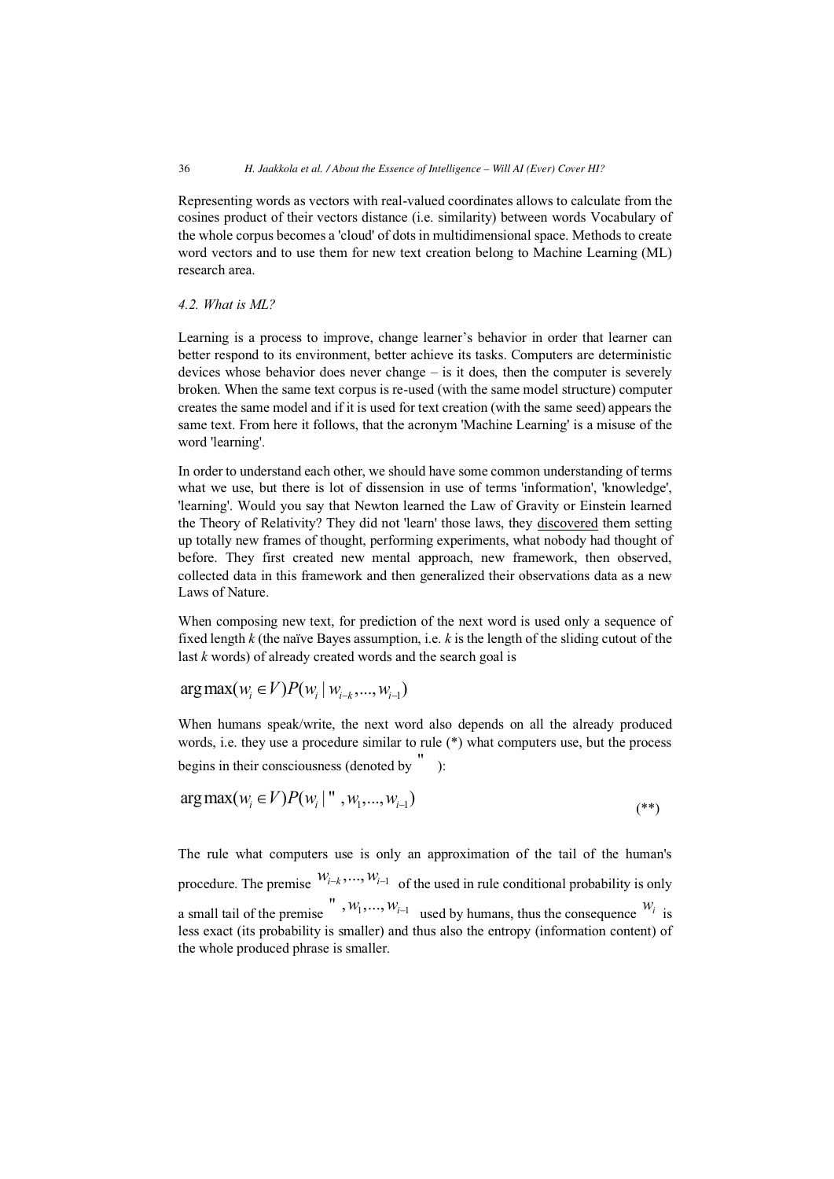Representing words as vectors with real-valued coordinates allows to calculate from the cosines product of their vectors distance (i.e. similarity) between words Vocabulary of the whole corpus becomes a 'cloud' of dots in multidimensional space. Methods to create word vectors and to use them for new text creation belong to Machine Learning (ML) research area.

### *4.2. What is ML?*

Learning is a process to improve, change learner's behavior in order that learner can better respond to its environment, better achieve its tasks. Computers are deterministic devices whose behavior does never change – is it does, then the computer is severely broken. When the same text corpus is re-used (with the same model structure) computer creates the same model and if it is used for text creation (with the same seed) appears the same text. From here it follows, that the acronym 'Machine Learning' is a misuse of the word 'learning'.

In order to understand each other, we should have some common understanding of terms what we use, but there is lot of dissension in use of terms 'information', 'knowledge', 'learning'. Would you say that Newton learned the Law of Gravity or Einstein learned the Theory of Relativity? They did not 'learn' those laws, they discovered them setting up totally new frames of thought, performing experiments, what nobody had thought of before. They first created new mental approach, new framework, then observed, collected data in this framework and then generalized their observations data as a new Laws of Nature.

When composing new text, for prediction of the next word is used only a sequence of fixed length *k* (the naïve Bayes assumption, i.e. *k* is the length of the sliding cutout of the last *k* words) of already created words and the search goal is

$$\arg\max(w_i \in V) P(w_i \mid w_{i-k}, \ldots, w_{i-1})$$

When humans speak/write, the next word also depends on all the already produced words, i.e. they use a procedure similar to rule (*) what computers use, but the process begins in their consciousness (denoted by " ):

$$\arg\max(w_i \in V) P(w_i \mid \text{"}, w_1, \ldots, w_{i-1}) \qquad (**)$$

The rule what computers use is only an approximation of the tail of the human's procedure. The premise $w_{i-k}, \ldots, w_{i-1}$ of the used in rule conditional probability is only a small tail of the premise $\text{"}, w_1, \ldots, w_{i-1}$ used by humans, thus the consequence $w_i$ is less exact (its probability is smaller) and thus also the entropy (information content) of the whole produced phrase is smaller.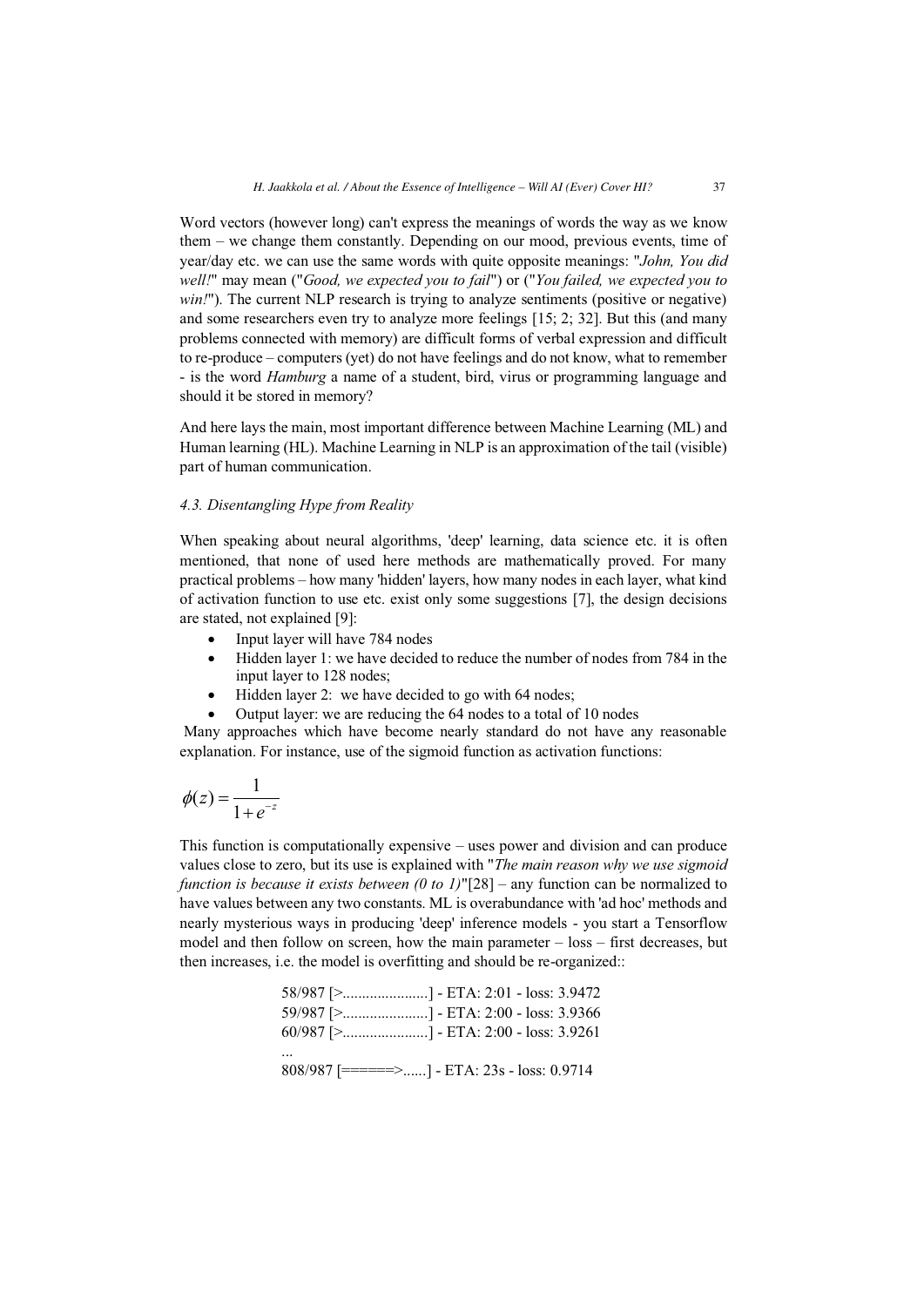Word vectors (however long) can't express the meanings of words the way as we know them – we change them constantly. Depending on our mood, previous events, time of year/day etc. we can use the same words with quite opposite meanings: "*John, You did well!*" may mean ("*Good, we expected you to fail*") or ("*You failed, we expected you to win!*"). The current NLP research is trying to analyze sentiments (positive or negative) and some researchers even try to analyze more feelings [15; 2; 32]. But this (and many problems connected with memory) are difficult forms of verbal expression and difficult to re-produce – computers (yet) do not have feelings and do not know, what to remember - is the word *Hamburg* a name of a student, bird, virus or programming language and should it be stored in memory?

And here lays the main, most important difference between Machine Learning (ML) and Human learning (HL). Machine Learning in NLP is an approximation of the tail (visible) part of human communication.

### *4.3. Disentangling Hype from Reality*

When speaking about neural algorithms, 'deep' learning, data science etc. it is often mentioned, that none of used here methods are mathematically proved. For many practical problems – how many 'hidden' layers, how many nodes in each layer, what kind of activation function to use etc. exist only some suggestions [7], the design decisions are stated, not explained [9]:

- Input layer will have 784 nodes
- Hidden layer 1: we have decided to reduce the number of nodes from 784 in the input layer to 128 nodes;
- Hidden layer 2: we have decided to go with 64 nodes;
- Output layer: we are reducing the 64 nodes to a total of 10 nodes

Many approaches which have become nearly standard do not have any reasonable explanation. For instance, use of the sigmoid function as activation functions:

$$\phi(z) = \frac{1}{1 + e^{-z}}$$

This function is computationally expensive – uses power and division and can produce values close to zero, but its use is explained with "*The main reason why we use sigmoid function is because it exists between (0 to 1)*"[28] – any function can be normalized to have values between any two constants. ML is overabundance with 'ad hoc' methods and nearly mysterious ways in producing 'deep' inference models - you start a Tensorflow model and then follow on screen, how the main parameter – loss – first decreases, but then increases, i.e. the model is overfitting and should be re-organized::

```
58/987 [>......................] - ETA: 2:01 - loss: 3.9472
59/987 [>......................] - ETA: 2:00 - loss: 3.9366
60/987 [>......................] - ETA: 2:00 - loss: 3.9261
...
808/987 [======>......] - ETA: 23s - loss: 0.9714
```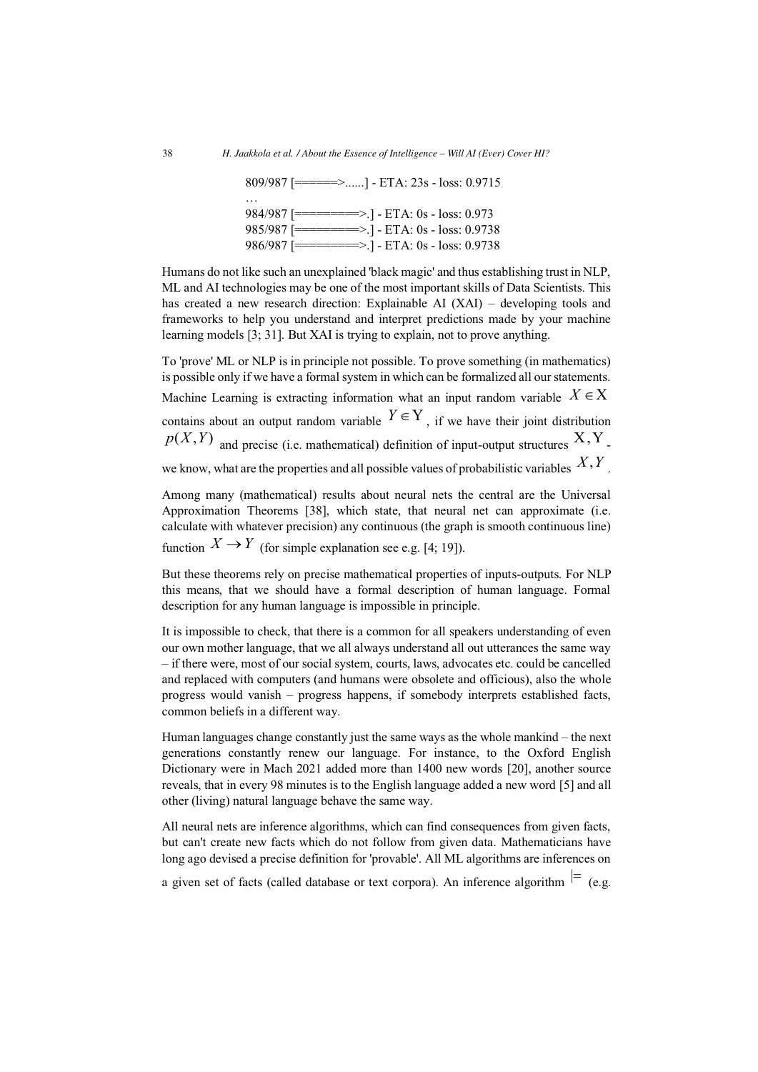```
809/987 [======>......] - ETA: 23s - loss: 0.9715
…
984/987 [=========>.] - ETA: 0s - loss: 0.973
985/987 [=========>.] - ETA: 0s - loss: 0.9738
986/987 [=========>.] - ETA: 0s - loss: 0.9738
```

Humans do not like such an unexplained 'black magic' and thus establishing trust in NLP, ML and AI technologies may be one of the most important skills of Data Scientists. This has created a new research direction: Explainable AI (XAI) – developing tools and frameworks to help you understand and interpret predictions made by your machine learning models [3; 31]. But XAI is trying to explain, not to prove anything.

To 'prove' ML or NLP is in principle not possible. To prove something (in mathematics) is possible only if we have a formal system in which can be formalized all our statements. Machine Learning is extracting information what an input random variable $X \in \mathrm{X}$ contains about an output random variable $Y \in \mathrm{Y}$, if we have their joint distribution $p(X,Y)$ and precise (i.e. mathematical) definition of input-output structures $\mathrm{X},\mathrm{Y}$ - we know, what are the properties and all possible values of probabilistic variables $X,Y$.

Among many (mathematical) results about neural nets the central are the Universal Approximation Theorems [38], which state, that neural net can approximate (i.e. calculate with whatever precision) any continuous (the graph is smooth continuous line) function $X \rightarrow Y$ (for simple explanation see e.g. [4; 19]).

But these theorems rely on precise mathematical properties of inputs-outputs. For NLP this means, that we should have a formal description of human language. Formal description for any human language is impossible in principle.

It is impossible to check, that there is a common for all speakers understanding of even our own mother language, that we all always understand all out utterances the same way – if there were, most of our social system, courts, laws, advocates etc. could be cancelled and replaced with computers (and humans were obsolete and officious), also the whole progress would vanish – progress happens, if somebody interprets established facts, common beliefs in a different way.

Human languages change constantly just the same ways as the whole mankind – the next generations constantly renew our language. For instance, to the Oxford English Dictionary were in Mach 2021 added more than 1400 new words [20], another source reveals, that in every 98 minutes is to the English language added a new word [5] and all other (living) natural language behave the same way.

All neural nets are inference algorithms, which can find consequences from given facts, but can't create new facts which do not follow from given data. Mathematicians have long ago devised a precise definition for 'provable'. All ML algorithms are inferences on a given set of facts (called database or text corpora). An inference algorithm $\models$ (e.g.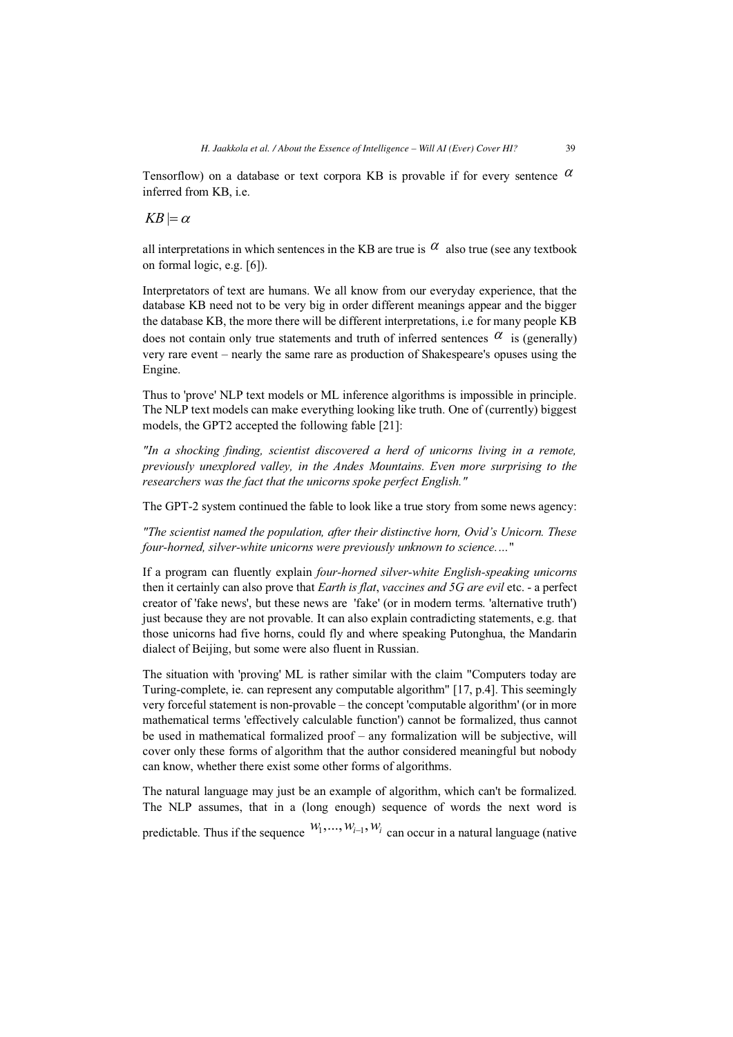Tensorflow) on a database or text corpora KB is provable if for every sentence $\alpha$ inferred from KB, i.e.

$$KB \models \alpha$$

all interpretations in which sentences in the KB are true is $\alpha$ also true (see any textbook on formal logic, e.g. [6]).

Interpretators of text are humans. We all know from our everyday experience, that the database KB need not to be very big in order different meanings appear and the bigger the database KB, the more there will be different interpretations, i.e for many people KB does not contain only true statements and truth of inferred sentences $\alpha$ is (generally) very rare event – nearly the same rare as production of Shakespeare's opuses using the Engine.

Thus to 'prove' NLP text models or ML inference algorithms is impossible in principle. The NLP text models can make everything looking like truth. One of (currently) biggest models, the GPT2 accepted the following fable [21]:

*"In a shocking finding, scientist discovered a herd of unicorns living in a remote, previously unexplored valley, in the Andes Mountains. Even more surprising to the researchers was the fact that the unicorns spoke perfect English."*

The GPT-2 system continued the fable to look like a true story from some news agency:

*"The scientist named the population, after their distinctive horn, Ovid's Unicorn. These four-horned, silver-white unicorns were previously unknown to science…."*

If a program can fluently explain *four-horned silver-white English-speaking unicorns* then it certainly can also prove that *Earth is flat*, *vaccines and 5G are evil* etc. - a perfect creator of 'fake news', but these news are 'fake' (or in modern terms. 'alternative truth') just because they are not provable. It can also explain contradicting statements, e.g. that those unicorns had five horns, could fly and where speaking Putonghua, the Mandarin dialect of Beijing, but some were also fluent in Russian.

The situation with 'proving' ML is rather similar with the claim "Computers today are Turing-complete, ie. can represent any computable algorithm" [17, p.4]. This seemingly very forceful statement is non-provable – the concept 'computable algorithm' (or in more mathematical terms 'effectively calculable function') cannot be formalized, thus cannot be used in mathematical formalized proof – any formalization will be subjective, will cover only these forms of algorithm that the author considered meaningful but nobody can know, whether there exist some other forms of algorithms.

The natural language may just be an example of algorithm, which can't be formalized. The NLP assumes, that in a (long enough) sequence of words the next word is predictable. Thus if the sequence $w_1, \ldots, w_{i-1}, w_i$ can occur in a natural language (native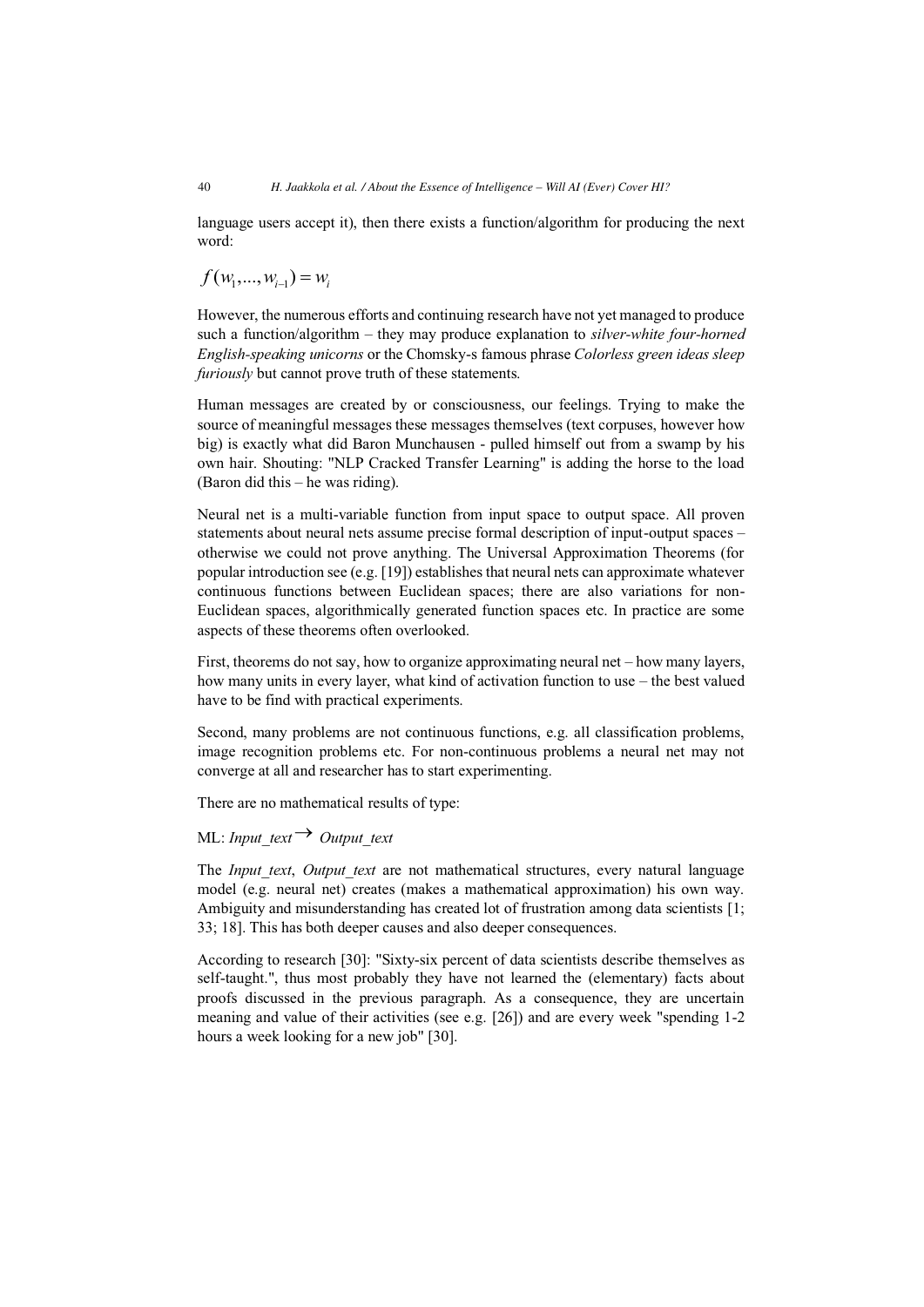language users accept it), then there exists a function/algorithm for producing the next word:

$$f(w_1,...,w_{i-1}) = w_i$$

However, the numerous efforts and continuing research have not yet managed to produce such a function/algorithm – they may produce explanation to *silver-white four-horned English-speaking unicorns* or the Chomsky-s famous phrase *Colorless green ideas sleep furiously* but cannot prove truth of these statements.

Human messages are created by or consciousness, our feelings. Trying to make the source of meaningful messages these messages themselves (text corpuses, however how big) is exactly what did Baron Munchausen - pulled himself out from a swamp by his own hair. Shouting: "NLP Cracked Transfer Learning" is adding the horse to the load (Baron did this – he was riding).

Neural net is a multi-variable function from input space to output space. All proven statements about neural nets assume precise formal description of input-output spaces – otherwise we could not prove anything. The Universal Approximation Theorems (for popular introduction see (e.g. [19]) establishes that neural nets can approximate whatever continuous functions between Euclidean spaces; there are also variations for non-Euclidean spaces, algorithmically generated function spaces etc. In practice are some aspects of these theorems often overlooked.

First, theorems do not say, how to organize approximating neural net – how many layers, how many units in every layer, what kind of activation function to use – the best valued have to be find with practical experiments.

Second, many problems are not continuous functions, e.g. all classification problems, image recognition problems etc. For non-continuous problems a neural net may not converge at all and researcher has to start experimenting.

There are no mathematical results of type:

ML: *Input_text* $\rightarrow$ *Output_text*

The *Input_text*, *Output_text* are not mathematical structures, every natural language model (e.g. neural net) creates (makes a mathematical approximation) his own way. Ambiguity and misunderstanding has created lot of frustration among data scientists [1; 33; 18]. This has both deeper causes and also deeper consequences.

According to research [30]: "Sixty-six percent of data scientists describe themselves as self-taught.", thus most probably they have not learned the (elementary) facts about proofs discussed in the previous paragraph. As a consequence, they are uncertain meaning and value of their activities (see e.g. [26]) and are every week "spending 1-2 hours a week looking for a new job" [30].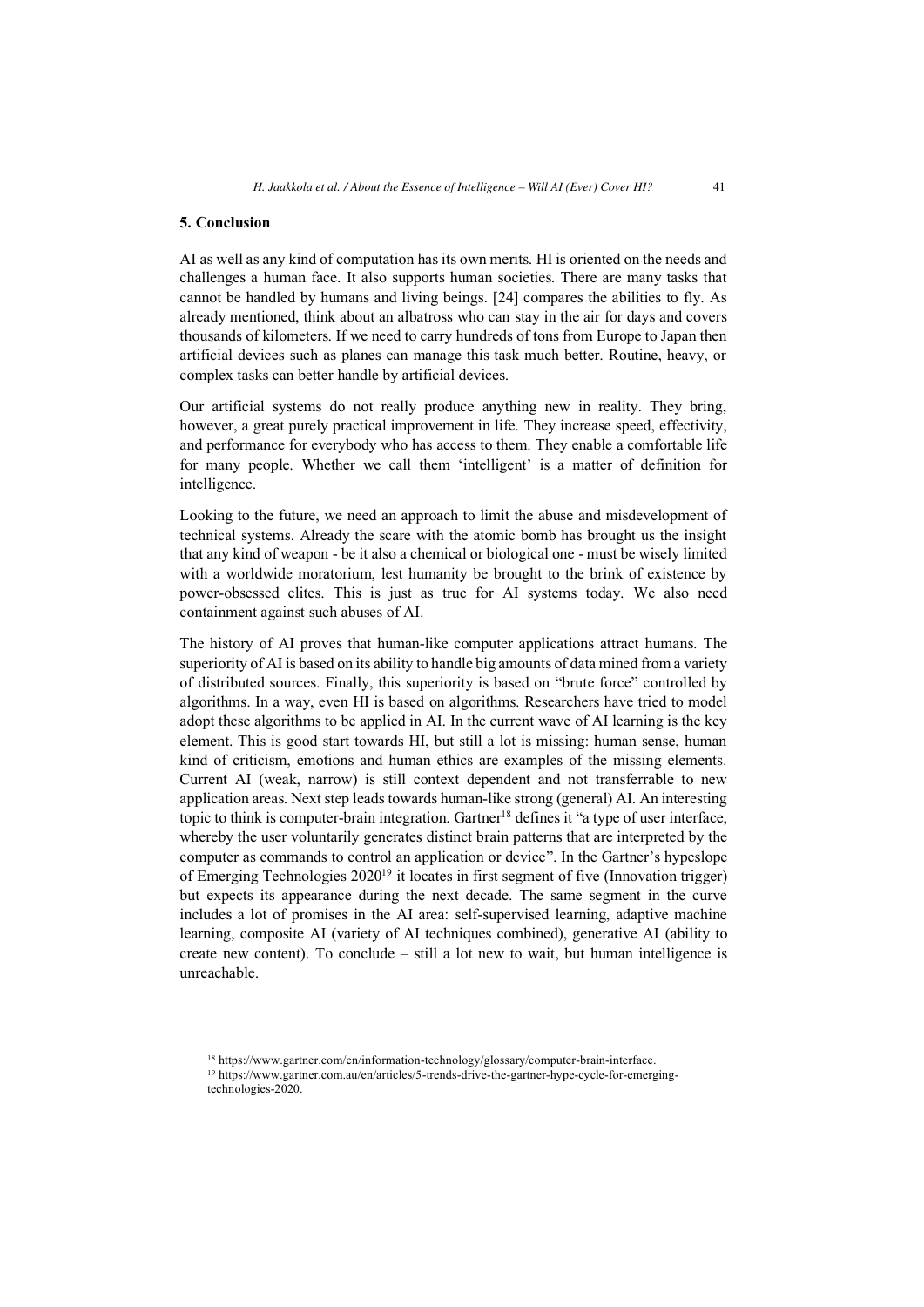## 5. Conclusion

AI as well as any kind of computation has its own merits. HI is oriented on the needs and challenges a human face. It also supports human societies. There are many tasks that cannot be handled by humans and living beings. [24] compares the abilities to fly. As already mentioned, think about an albatross who can stay in the air for days and covers thousands of kilometers. If we need to carry hundreds of tons from Europe to Japan then artificial devices such as planes can manage this task much better. Routine, heavy, or complex tasks can better handle by artificial devices.

Our artificial systems do not really produce anything new in reality. They bring, however, a great purely practical improvement in life. They increase speed, effectivity, and performance for everybody who has access to them. They enable a comfortable life for many people. Whether we call them 'intelligent' is a matter of definition for intelligence.

Looking to the future, we need an approach to limit the abuse and misdevelopment of technical systems. Already the scare with the atomic bomb has brought us the insight that any kind of weapon - be it also a chemical or biological one - must be wisely limited with a worldwide moratorium, lest humanity be brought to the brink of existence by power-obsessed elites. This is just as true for AI systems today. We also need containment against such abuses of AI.

The history of AI proves that human-like computer applications attract humans. The superiority of AI is based on its ability to handle big amounts of data mined from a variety of distributed sources. Finally, this superiority is based on "brute force" controlled by algorithms. In a way, even HI is based on algorithms. Researchers have tried to model adopt these algorithms to be applied in AI. In the current wave of AI learning is the key element. This is good start towards HI, but still a lot is missing: human sense, human kind of criticism, emotions and human ethics are examples of the missing elements. Current AI (weak, narrow) is still context dependent and not transferrable to new application areas. Next step leads towards human-like strong (general) AI. An interesting topic to think is computer-brain integration. Gartner[18] defines it "a type of user interface, whereby the user voluntarily generates distinct brain patterns that are interpreted by the computer as commands to control an application or device". In the Gartner's hypeslope of Emerging Technologies 2020[19] it locates in first segment of five (Innovation trigger) but expects its appearance during the next decade. The same segment in the curve includes a lot of promises in the AI area: self-supervised learning, adaptive machine learning, composite AI (variety of AI techniques combined), generative AI (ability to create new content). To conclude – still a lot new to wait, but human intelligence is unreachable.

---

[18] https://www.gartner.com/en/information-technology/glossary/computer-brain-interface.

[19] https://www.gartner.com.au/en/articles/5-trends-drive-the-gartner-hype-cycle-for-emerging-technologies-2020.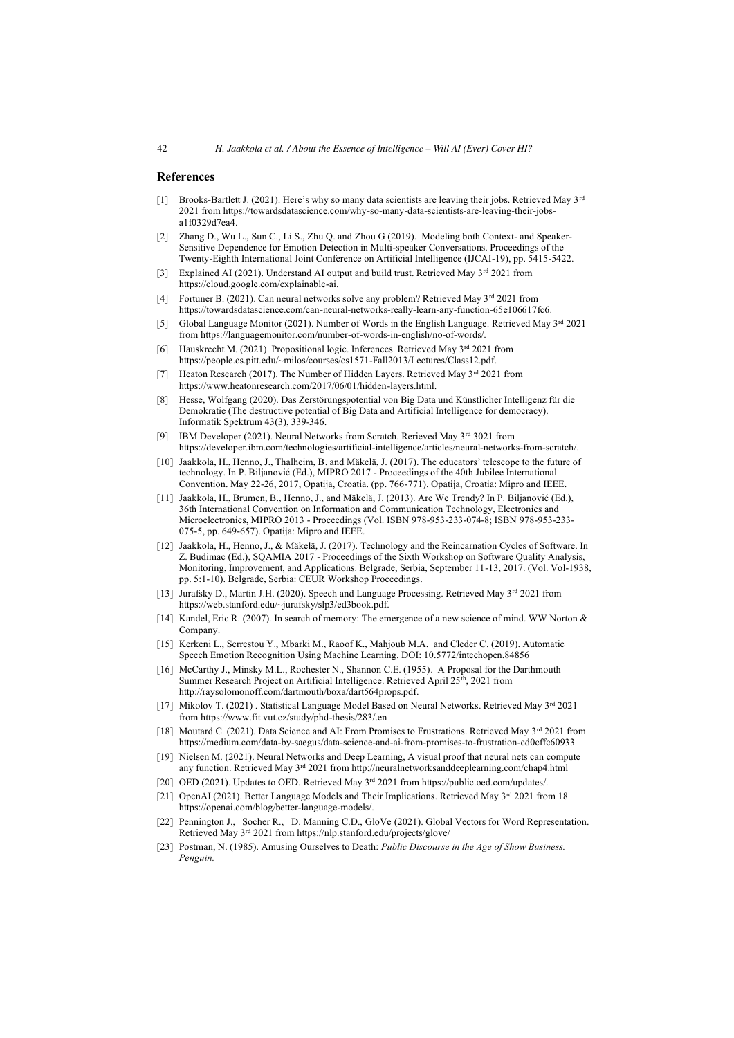## References

[1] Brooks-Bartlett J. (2021). Here's why so many data scientists are leaving their jobs. Retrieved May 3rd 2021 from https://towardsdatascience.com/why-so-many-data-scientists-are-leaving-their-jobs-a1f0329d7ea4.

[2] Zhang D., Wu L., Sun C., Li S., Zhu Q. and Zhou G (2019). Modeling both Context- and Speaker-Sensitive Dependence for Emotion Detection in Multi-speaker Conversations. Proceedings of the Twenty-Eighth International Joint Conference on Artificial Intelligence (IJCAI-19), pp. 5415-5422.

[3] Explained AI (2021). Understand AI output and build trust. Retrieved May 3rd 2021 from https://cloud.google.com/explainable-ai.

[4] Fortuner B. (2021). Can neural networks solve any problem? Retrieved May 3rd 2021 from https://towardsdatascience.com/can-neural-networks-really-learn-any-function-65e106617fc6.

[5] Global Language Monitor (2021). Number of Words in the English Language. Retrieved May 3rd 2021 from https://languagemonitor.com/number-of-words-in-english/no-of-words/.

[6] Hauskrecht M. (2021). Propositional logic. Inferences. Retrieved May 3rd 2021 from https://people.cs.pitt.edu/~milos/courses/cs1571-Fall2013/Lectures/Class12.pdf.

[7] Heaton Research (2017). The Number of Hidden Layers. Retrieved May 3rd 2021 from https://www.heatonresearch.com/2017/06/01/hidden-layers.html.

[8] Hesse, Wolfgang (2020). Das Zerstörungspotential von Big Data und Künstlicher Intelligenz für die Demokratie (The destructive potential of Big Data and Artificial Intelligence for democracy). Informatik Spektrum 43(3), 339-346.

[9] IBM Developer (2021). Neural Networks from Scratch. Rerieved May 3rd 3021 from https://developer.ibm.com/technologies/artificial-intelligence/articles/neural-networks-from-scratch/.

[10] Jaakkola, H., Henno, J., Thalheim, B. and Mäkelä, J. (2017). The educators' telescope to the future of technology. In P. Biljanović (Ed.), MIPRO 2017 - Proceedings of the 40th Jubilee International Convention. May 22-26, 2017, Opatija, Croatia. (pp. 766-771). Opatija, Croatia: Mipro and IEEE.

[11] Jaakkola, H., Brumen, B., Henno, J., and Mäkelä, J. (2013). Are We Trendy? In P. Biljanović (Ed.), 36th International Convention on Information and Communication Technology, Electronics and Microelectronics, MIPRO 2013 - Proceedings (Vol. ISBN 978-953-233-074-8; ISBN 978-953-233-075-5, pp. 649-657). Opatija: Mipro and IEEE.

[12] Jaakkola, H., Henno, J., & Mäkelä, J. (2017). Technology and the Reincarnation Cycles of Software. In Z. Budimac (Ed.), SQAMIA 2017 - Proceedings of the Sixth Workshop on Software Quality Analysis, Monitoring, Improvement, and Applications. Belgrade, Serbia, September 11-13, 2017. (Vol. Vol-1938, pp. 5:1-10). Belgrade, Serbia: CEUR Workshop Proceedings.

[13] Jurafsky D., Martin J.H. (2020). Speech and Language Processing. Retrieved May 3rd 2021 from https://web.stanford.edu/~jurafsky/slp3/ed3book.pdf.

[14] Kandel, Eric R. (2007). In search of memory: The emergence of a new science of mind. WW Norton & Company.

[15] Kerkeni L., Serrestou Y., Mbarki M., Raoof K., Mahjoub M.A. and Cleder C. (2019). Automatic Speech Emotion Recognition Using Machine Learning. DOI: 10.5772/intechopen.84856

[16] McCarthy J., Minsky M.L., Rochester N., Shannon C.E. (1955). A Proposal for the Darthmouth Summer Research Project on Artificial Intelligence. Retrieved April 25th, 2021 from http://raysolomonoff.com/dartmouth/boxa/dart564props.pdf.

[17] Mikolov T. (2021) . Statistical Language Model Based on Neural Networks. Retrieved May 3rd 2021 from https://www.fit.vut.cz/study/phd-thesis/283/.en

[18] Moutard C. (2021). Data Science and AI: From Promises to Frustrations. Retrieved May 3rd 2021 from https://medium.com/data-by-saegus/data-science-and-ai-from-promises-to-frustration-cd0cffc60933

[19] Nielsen M. (2021). Neural Networks and Deep Learning, A visual proof that neural nets can compute any function. Retrieved May 3rd 2021 from http://neuralnetworksanddeeplearning.com/chap4.html

[20] OED (2021). Updates to OED. Retrieved May 3rd 2021 from https://public.oed.com/updates/.

[21] OpenAI (2021). Better Language Models and Their Implications. Retrieved May 3rd 2021 from 18 https://openai.com/blog/better-language-models/.

[22] Pennington J., Socher R., D. Manning C.D., GloVe (2021). Global Vectors for Word Representation. Retrieved May 3rd 2021 from https://nlp.stanford.edu/projects/glove/

[23] Postman, N. (1985). Amusing Ourselves to Death: *Public Discourse in the Age of Show Business. Penguin.*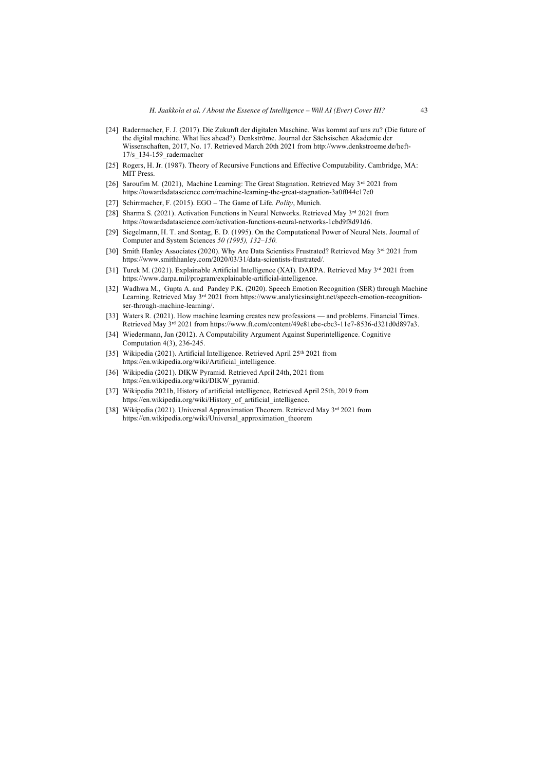[24] Radermacher, F. J. (2017). Die Zukunft der digitalen Maschine. Was kommt auf uns zu? (Die future of the digital machine. What lies ahead?). Denkströme. Journal der Sächsischen Akademie der Wissenschaften, 2017, No. 17. Retrieved March 20th 2021 from http://www.denkstroeme.de/heft-17/s_134-159_radermacher

[25] Rogers, H. Jr. (1987). Theory of Recursive Functions and Effective Computability. Cambridge, MA: MIT Press.

[26] Saroufim M. (2021), Machine Learning: The Great Stagnation. Retrieved May 3rd 2021 from https://towardsdatascience.com/machine-learning-the-great-stagnation-3a0f044e17e0

[27] Schirrmacher, F. (2015). EGO – The Game of Life. *Polity*, Munich.

[28] Sharma S. (2021). Activation Functions in Neural Networks. Retrieved May 3rd 2021 from https://towardsdatascience.com/activation-functions-neural-networks-1cbd9f8d91d6.

[29] Siegelmann, H. T. and Sontag, E. D. (1995). On the Computational Power of Neural Nets. Journal of Computer and System Sciences *50 (1995), 132–150.*

[30] Smith Hanley Associates (2020). Why Are Data Scientists Frustrated? Retrieved May 3rd 2021 from https://www.smithhanley.com/2020/03/31/data-scientists-frustrated/.

[31] Turek M. (2021). Explainable Artificial Intelligence (XAI). DARPA. Retrieved May 3rd 2021 from https://www.darpa.mil/program/explainable-artificial-intelligence.

[32] Wadhwa M., Gupta A. and Pandey P.K. (2020). Speech Emotion Recognition (SER) through Machine Learning. Retrieved May 3rd 2021 from https://www.analyticsinsight.net/speech-emotion-recognition-ser-through-machine-learning/.

[33] Waters R. (2021). How machine learning creates new professions — and problems. Financial Times. Retrieved May 3rd 2021 from https://www.ft.com/content/49e81ebe-cbc3-11e7-8536-d321d0d897a3.

[34] Wiedermann, Jan (2012). A Computability Argument Against Superintelligence. Cognitive Computation 4(3), 236-245.

[35] Wikipedia (2021). Artificial Intelligence. Retrieved April 25th 2021 from https://en.wikipedia.org/wiki/Artificial_intelligence.

[36] Wikipedia (2021). DIKW Pyramid. Retrieved April 24th, 2021 from https://en.wikipedia.org/wiki/DIKW_pyramid.

[37] Wikipedia 2021b, History of artificial intelligence, Retrieved April 25th, 2019 from https://en.wikipedia.org/wiki/History_of_artificial_intelligence.

[38] Wikipedia (2021). Universal Approximation Theorem. Retrieved May 3rd 2021 from https://en.wikipedia.org/wiki/Universal_approximation_theorem